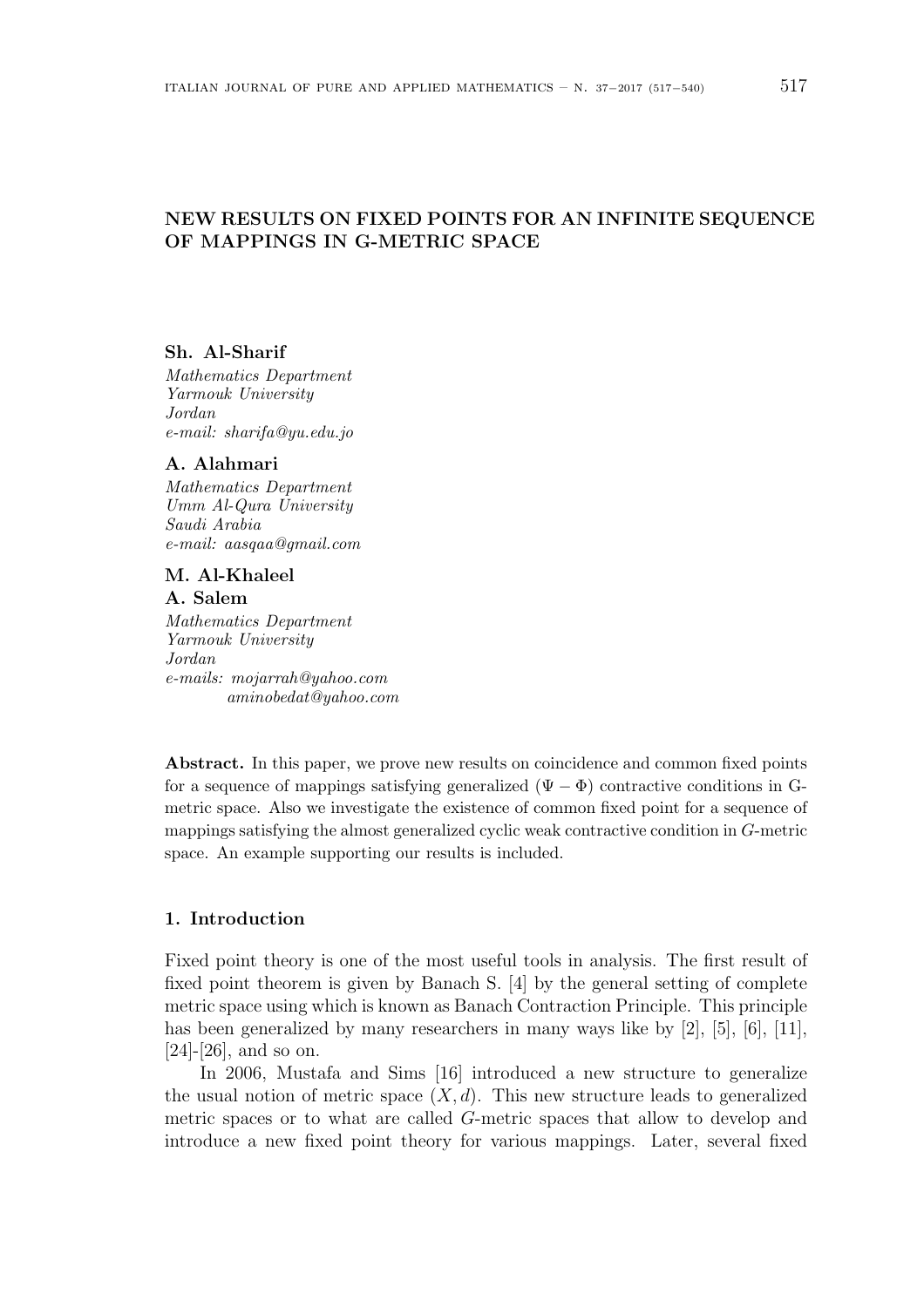# NEW RESULTS ON FIXED POINTS FOR AN INFINITE SEQUENCE OF MAPPINGS IN G-METRIC SPACE

**Sh. Al-Sharif**
*Mathematics Department*
*Yarmouk University*
*Jordan*
*e-mail: sharifa@yu.edu.jo*

**A. Alahmari**
*Mathematics Department*
*Umm Al-Qura University*
*Saudi Arabia*
*e-mail: aasqaa@gmail.com*

**M. Al-Khaleel**
**A. Salem**
*Mathematics Department*
*Yarmouk University*
*Jordan*
*e-mails: mojarrah@yahoo.com*
*aminobedat@yahoo.com*

**Abstract.** In this paper, we prove new results on coincidence and common fixed points for a sequence of mappings satisfying generalized $(\Psi - \Phi)$ contractive conditions in G-metric space. Also we investigate the existence of common fixed point for a sequence of mappings satisfying the almost generalized cyclic weak contractive condition in $G$-metric space. An example supporting our results is included.

## 1. Introduction

Fixed point theory is one of the most useful tools in analysis. The first result of fixed point theorem is given by Banach S. [4] by the general setting of complete metric space using which is known as Banach Contraction Principle. This principle has been generalized by many researchers in many ways like by [2], [5], [6], [11], [24]-[26], and so on.

In 2006, Mustafa and Sims [16] introduced a new structure to generalize the usual notion of metric space $(X, d)$. This new structure leads to generalized metric spaces or to what are called $G$-metric spaces that allow to develop and introduce a new fixed point theory for various mappings. Later, several fixed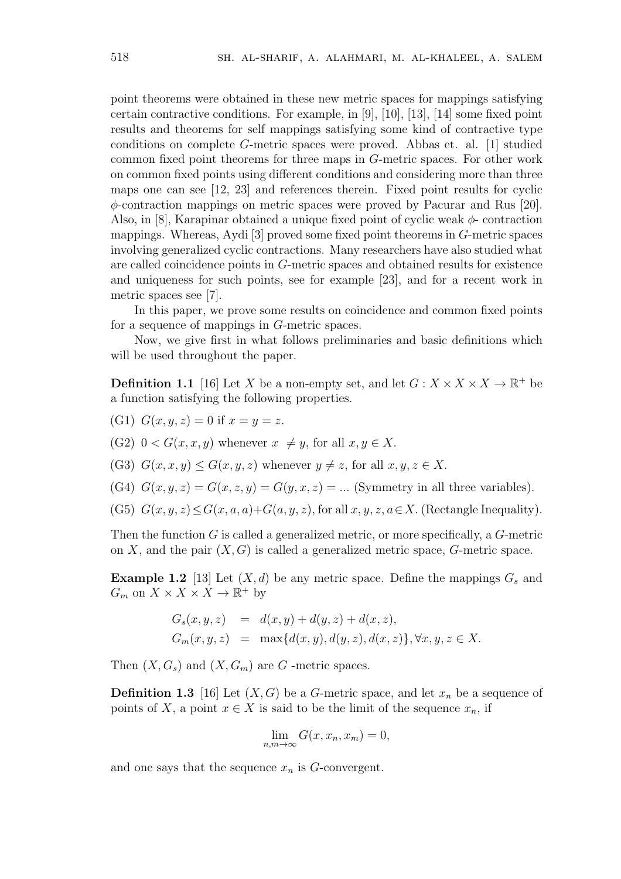point theorems were obtained in these new metric spaces for mappings satisfying certain contractive conditions. For example, in [9], [10], [13], [14] some fixed point results and theorems for self mappings satisfying some kind of contractive type conditions on complete $G$-metric spaces were proved. Abbas et. al. [1] studied common fixed point theorems for three maps in $G$-metric spaces. For other work on common fixed points using different conditions and considering more than three maps one can see [12, 23] and references therein. Fixed point results for cyclic $\phi$-contraction mappings on metric spaces were proved by Pacurar and Rus [20]. Also, in [8], Karapinar obtained a unique fixed point of cyclic weak $\phi$- contraction mappings. Whereas, Aydi [3] proved some fixed point theorems in $G$-metric spaces involving generalized cyclic contractions. Many researchers have also studied what are called coincidence points in $G$-metric spaces and obtained results for existence and uniqueness for such points, see for example [23], and for a recent work in metric spaces see [7].

In this paper, we prove some results on coincidence and common fixed points for a sequence of mappings in $G$-metric spaces.

Now, we give first in what follows preliminaries and basic definitions which will be used throughout the paper.

**Definition 1.1** [16] Let $X$ be a non-empty set, and let $G : X \times X \times X \to \mathbb{R}^+$ be a function satisfying the following properties.

(G1) $G(x, y, z) = 0$ if $x = y = z$.

(G2) $0 < G(x, x, y)$ whenever $x \neq y$, for all $x, y \in X$.

(G3) $G(x, x, y) \leq G(x, y, z)$ whenever $y \neq z$, for all $x, y, z \in X$.

(G4) $G(x, y, z) = G(x, z, y) = G(y, x, z) = \ldots$ (Symmetry in all three variables).

(G5) $G(x, y, z) \leq G(x, a, a) + G(a, y, z)$, for all $x, y, z, a \in X$. (Rectangle Inequality).

Then the function $G$ is called a generalized metric, or more specifically, a $G$-metric on $X$, and the pair $(X, G)$ is called a generalized metric space, $G$-metric space.

**Example 1.2** [13] Let $(X, d)$ be any metric space. Define the mappings $G_s$ and $G_m$ on $X \times X \times X \to \mathbb{R}^+$ by

$$\begin{aligned} G_s(x, y, z) &= d(x, y) + d(y, z) + d(x, z), \\ G_m(x, y, z) &= \max\{d(x, y), d(y, z), d(x, z)\}, \forall x, y, z \in X. \end{aligned}$$

Then $(X, G_s)$ and $(X, G_m)$ are $G$ -metric spaces.

**Definition 1.3** [16] Let $(X, G)$ be a $G$-metric space, and let $x_n$ be a sequence of points of $X$, a point $x \in X$ is said to be the limit of the sequence $x_n$, if

$$\lim_{n,m\to\infty} G(x, x_n, x_m) = 0,$$

and one says that the sequence $x_n$ is $G$-convergent.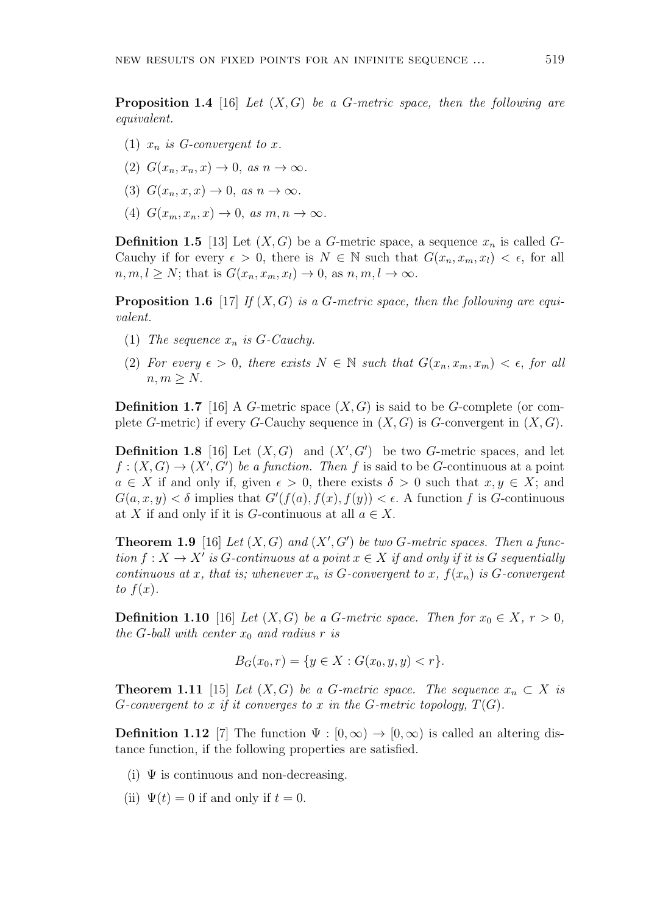**Proposition 1.4** [16] *Let $(X, G)$ be a $G$-metric space, then the following are equivalent.*

1. *$x_n$ is $G$-convergent to $x$.*
2. *$G(x_n, x_n, x) \to 0$, as $n \to \infty$.*
3. *$G(x_n, x, x) \to 0$, as $n \to \infty$.*
4. *$G(x_m, x_n, x) \to 0$, as $m, n \to \infty$.*

**Definition 1.5** [13] Let $(X, G)$ be a $G$-metric space, a sequence $x_n$ is called $G$-Cauchy if for every $\epsilon > 0$, there is $N \in \mathbb{N}$ such that $G(x_n, x_m, x_l) < \epsilon$, for all $n, m, l \geq N$; that is $G(x_n, x_m, x_l) \to 0$, as $n, m, l \to \infty$.

**Proposition 1.6** [17] *If $(X, G)$ is a $G$-metric space, then the following are equivalent.*

1. *The sequence $x_n$ is $G$-Cauchy.*
2. *For every $\epsilon > 0$, there exists $N \in \mathbb{N}$ such that $G(x_n, x_m, x_m) < \epsilon$, for all $n, m \geq N$.*

**Definition 1.7** [16] A $G$-metric space $(X, G)$ is said to be $G$-complete (or complete $G$-metric) if every $G$-Cauchy sequence in $(X, G)$ is $G$-convergent in $(X, G)$.

**Definition 1.8** [16] Let $(X, G)$ and $(X', G')$ be two $G$-metric spaces, and let $f : (X, G) \to (X', G')$ *be a function. Then* $f$ is said to be $G$-continuous at a point $a \in X$ if and only if, given $\epsilon > 0$, there exists $\delta > 0$ such that $x, y \in X$; and $G(a, x, y) < \delta$ implies that $G'(f(a), f(x), f(y)) < \epsilon$. A function $f$ is $G$-continuous at $X$ if and only if it is $G$-continuous at all $a \in X$.

**Theorem 1.9** [16] *Let $(X, G)$ and $(X', G')$ be two $G$-metric spaces. Then a function $f : X \to X'$ is $G$-continuous at a point $x \in X$ if and only if it is $G$ sequentially continuous at $x$, that is; whenever $x_n$ is $G$-convergent to $x$, $f(x_n)$ is $G$-convergent to $f(x)$.*

**Definition 1.10** [16] *Let $(X, G)$ be a $G$-metric space. Then for $x_0 \in X$, $r > 0$, the $G$-ball with center $x_0$ and radius $r$ is*

$$B_G(x_0, r) = \{y \in X : G(x_0, y, y) < r\}.$$

**Theorem 1.11** [15] *Let $(X, G)$ be a $G$-metric space. The sequence $x_n \subset X$ is $G$-convergent to $x$ if it converges to $x$ in the $G$-metric topology, $T(G)$.*

**Definition 1.12** [7] The function $\Psi : [0, \infty) \to [0, \infty)$ is called an altering distance function, if the following properties are satisfied.

(i) $\Psi$ is continuous and non-decreasing.

(ii) $\Psi(t) = 0$ if and only if $t = 0$.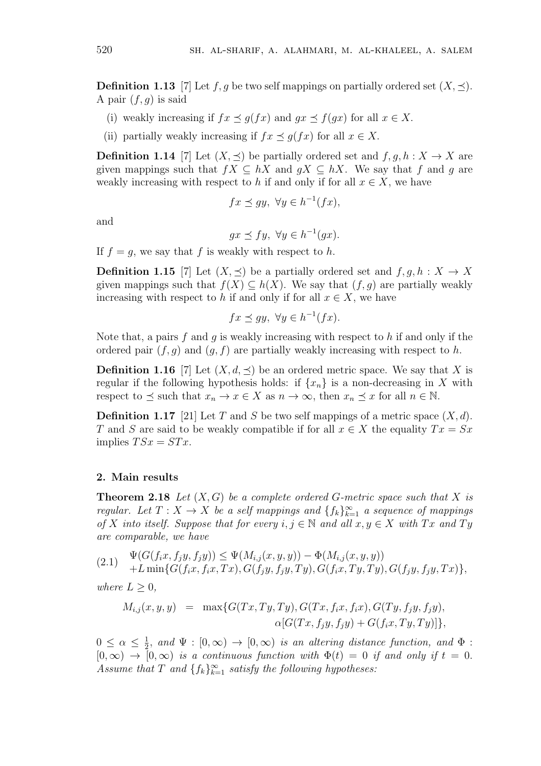**Definition 1.13** [7] Let $f, g$ be two self mappings on partially ordered set $(X, \preceq)$. A pair $(f, g)$ is said

(i) weakly increasing if $fx \preceq g(fx)$ and $gx \preceq f(gx)$ for all $x \in X$.

(ii) partially weakly increasing if $fx \preceq g(fx)$ for all $x \in X$.

**Definition 1.14** [7] Let $(X, \preceq)$ be partially ordered set and $f, g, h : X \to X$ are given mappings such that $fX \subseteq hX$ and $gX \subseteq hX$. We say that $f$ and $g$ are weakly increasing with respect to $h$ if and only if for all $x \in X$, we have

$$fx \preceq gy, \ \forall y \in h^{-1}(fx),$$

and

$$gx \preceq fy, \ \forall y \in h^{-1}(gx).$$

If $f = g$, we say that $f$ is weakly with respect to $h$.

**Definition 1.15** [7] Let $(X, \preceq)$ be a partially ordered set and $f, g, h : X \to X$ given mappings such that $f(X) \subseteq h(X)$. We say that $(f, g)$ are partially weakly increasing with respect to $h$ if and only if for all $x \in X$, we have

$$fx \preceq gy, \ \forall y \in h^{-1}(fx).$$

Note that, a pairs $f$ and $g$ is weakly increasing with respect to $h$ if and only if the ordered pair $(f, g)$ and $(g, f)$ are partially weakly increasing with respect to $h$.

**Definition 1.16** [7] Let $(X, d, \preceq)$ be an ordered metric space. We say that $X$ is regular if the following hypothesis holds: if $\{x_n\}$ is a non-decreasing in $X$ with respect to $\preceq$ such that $x_n \to x \in X$ as $n \to \infty$, then $x_n \preceq x$ for all $n \in \mathbb{N}$.

**Definition 1.17** [21] Let $T$ and $S$ be two self mappings of a metric space $(X, d)$. $T$ and $S$ are said to be weakly compatible if for all $x \in X$ the equality $Tx = Sx$ implies $TSx = STx$.

## 2. Main results

**Theorem 2.18** *Let $(X, G)$ be a complete ordered G-metric space such that $X$ is regular. Let $T : X \to X$ be a self mappings and $\{f_k\}_{k=1}^{\infty}$ a sequence of mappings of $X$ into itself. Suppose that for every $i, j \in \mathbb{N}$ and all $x, y \in X$ with $Tx$ and $Ty$ are comparable, we have*

$$\begin{aligned} &\Psi(G(f_i x, f_j y, f_j y)) \leq \Psi(M_{i,j}(x, y, y)) - \Phi(M_{i,j}(x, y, y)) \\ &+ L \min\{G(f_i x, f_i x, Tx), G(f_j y, f_j y, Ty), G(f_i x, Ty, Ty), G(f_j y, f_j y, Tx)\}, \end{aligned} \tag{2.1}$$

*where $L \geq 0$,*

$$\begin{aligned} M_{i,j}(x, y, y) \ = \ \max\{&G(Tx, Ty, Ty), G(Tx, f_i x, f_i x), G(Ty, f_j y, f_j y), \\ &\alpha[G(Tx, f_j y, f_j y) + G(f_i x, Ty, Ty)]\}, \end{aligned}$$

*$0 \leq \alpha \leq \frac{1}{2}$, and $\Psi : [0, \infty) \to [0, \infty)$ is an altering distance function, and $\Phi : [0, \infty) \to [0, \infty)$ is a continuous function with $\Phi(t) = 0$ if and only if $t = 0$. Assume that $T$ and $\{f_k\}_{k=1}^{\infty}$ satisfy the following hypotheses:*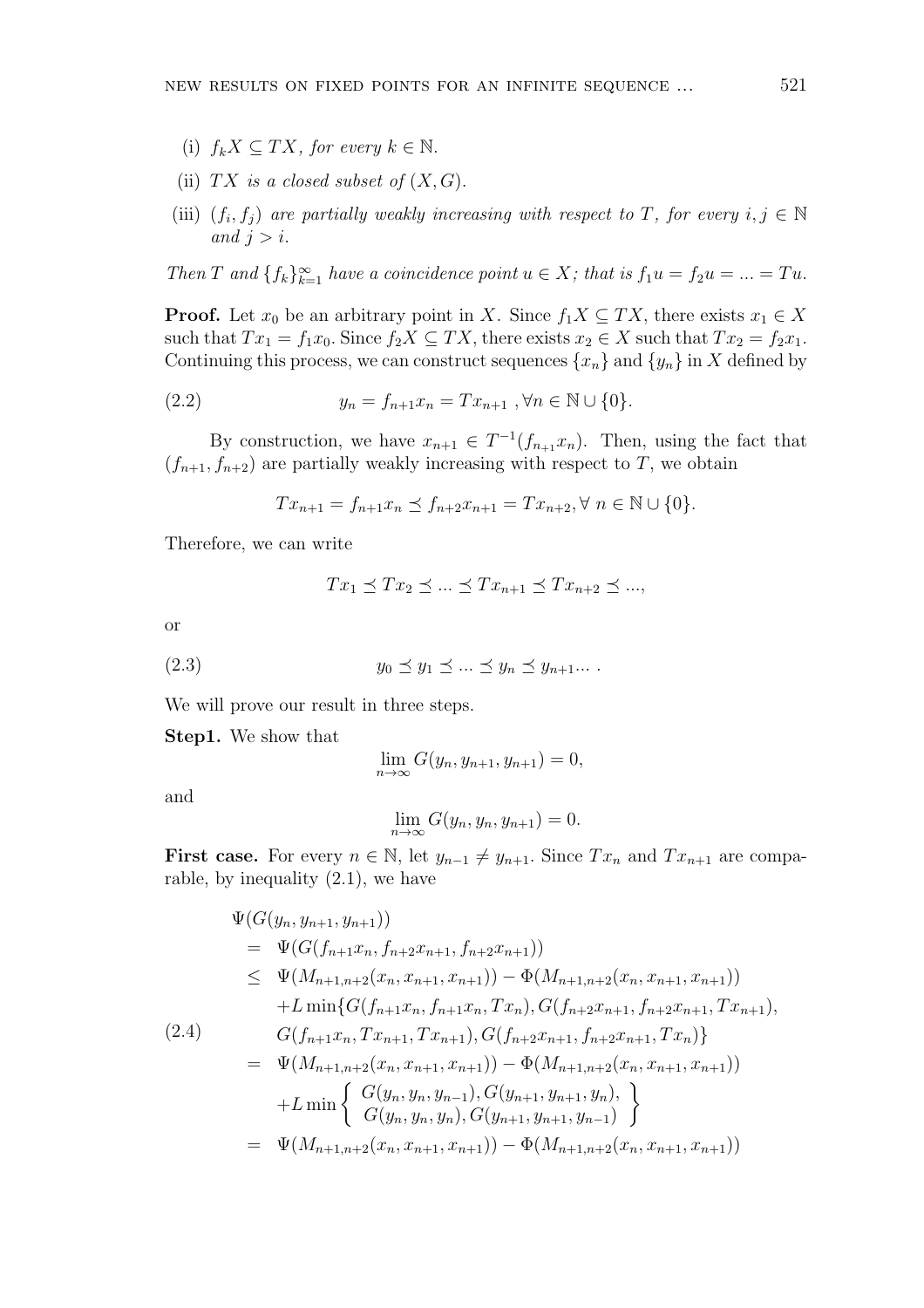(i) $f_k X \subseteq TX$, *for every* $k \in \mathbb{N}$.

(ii) $TX$ *is a closed subset of* $(X, G)$.

(iii) $(f_i, f_j)$ *are partially weakly increasing with respect to* $T$, *for every* $i, j \in \mathbb{N}$ *and* $j > i$.

*Then* $T$ *and* $\{f_k\}_{k=1}^{\infty}$ *have a coincidence point* $u \in X$; *that is* $f_1 u = f_2 u = ... = Tu$.

**Proof.** Let $x_0$ be an arbitrary point in $X$. Since $f_1 X \subseteq TX$, there exists $x_1 \in X$ such that $Tx_1 = f_1 x_0$. Since $f_2 X \subseteq TX$, there exists $x_2 \in X$ such that $Tx_2 = f_2 x_1$. Continuing this process, we can construct sequences $\{x_n\}$ and $\{y_n\}$ in $X$ defined by

$$y_n = f_{n+1} x_n = Tx_{n+1} \ , \forall n \in \mathbb{N} \cup \{0\}. \tag{2.2}$$

By construction, we have $x_{n+1} \in T^{-1}(f_{n+1} x_n)$. Then, using the fact that $(f_{n+1}, f_{n+2})$ are partially weakly increasing with respect to $T$, we obtain

$$Tx_{n+1} = f_{n+1} x_n \preceq f_{n+2} x_{n+1} = Tx_{n+2}, \forall \ n \in \mathbb{N} \cup \{0\}.$$

Therefore, we can write

$$Tx_1 \preceq Tx_2 \preceq ... \preceq Tx_{n+1} \preceq Tx_{n+2} \preceq ...,$$

or

$$y_0 \preceq y_1 \preceq ... \preceq y_n \preceq y_{n+1} ... \ . \tag{2.3}$$

We will prove our result in three steps.

**Step1.** We show that

$$\lim_{n \to \infty} G(y_n, y_{n+1}, y_{n+1}) = 0,$$

and

$$\lim_{n \to \infty} G(y_n, y_n, y_{n+1}) = 0.$$

**First case.** For every $n \in \mathbb{N}$, let $y_{n-1} \neq y_{n+1}$. Since $Tx_n$ and $Tx_{n+1}$ are comparable, by inequality (2.1), we have

$$\begin{aligned}
&\Psi(G(y_n, y_{n+1}, y_{n+1})) \\
&= \Psi(G(f_{n+1} x_n, f_{n+2} x_{n+1}, f_{n+2} x_{n+1})) \\
&\leq \Psi(M_{n+1,n+2}(x_n, x_{n+1}, x_{n+1})) - \Phi(M_{n+1,n+2}(x_n, x_{n+1}, x_{n+1})) \\
&\quad + L \min\{G(f_{n+1} x_n, f_{n+1} x_n, Tx_n), G(f_{n+2} x_{n+1}, f_{n+2} x_{n+1}, Tx_{n+1}), \\
&\quad G(f_{n+1} x_n, Tx_{n+1}, Tx_{n+1}), G(f_{n+2} x_{n+1}, f_{n+2} x_{n+1}, Tx_n)\} \\
&= \Psi(M_{n+1,n+2}(x_n, x_{n+1}, x_{n+1})) - \Phi(M_{n+1,n+2}(x_n, x_{n+1}, x_{n+1})) \\
&\quad + L \min\left\{ \begin{array}{c} G(y_n, y_n, y_{n-1}), G(y_{n+1}, y_{n+1}, y_n), \\ G(y_n, y_n, y_n), G(y_{n+1}, y_{n+1}, y_{n-1}) \end{array} \right\} \\
&= \Psi(M_{n+1,n+2}(x_n, x_{n+1}, x_{n+1})) - \Phi(M_{n+1,n+2}(x_n, x_{n+1}, x_{n+1}))
\end{aligned} \tag{2.4}$$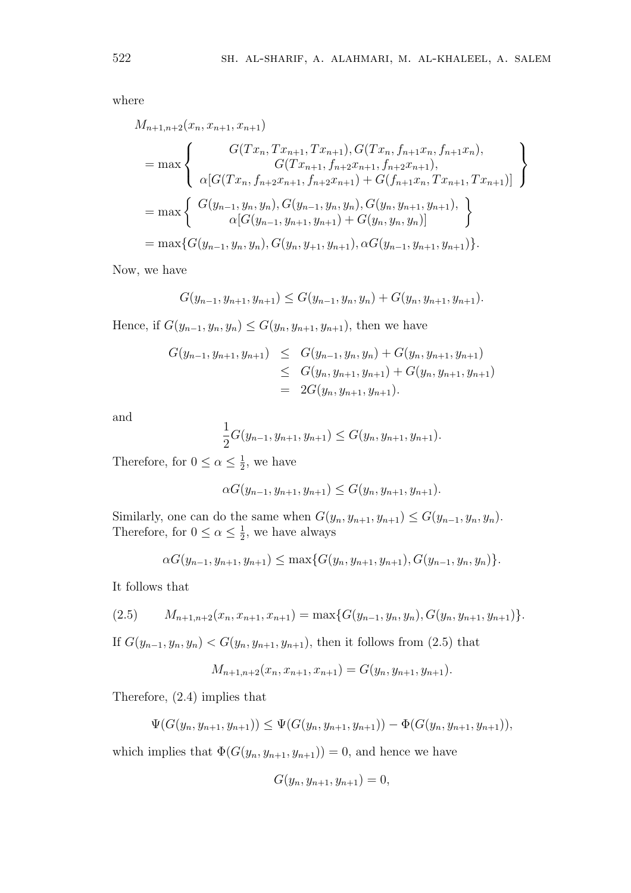where

$$
\begin{aligned}
&M_{n+1,n+2}(x_n, x_{n+1}, x_{n+1}) \\
&= \max \left\{ \begin{array}{c} G(Tx_n, Tx_{n+1}, Tx_{n+1}), G(Tx_n, f_{n+1}x_n, f_{n+1}x_n), \\ G(Tx_{n+1}, f_{n+2}x_{n+1}, f_{n+2}x_{n+1}), \\ \alpha[G(Tx_n, f_{n+2}x_{n+1}, f_{n+2}x_{n+1}) + G(f_{n+1}x_n, Tx_{n+1}, Tx_{n+1})] \end{array} \right\} \\
&= \max \left\{ \begin{array}{c} G(y_{n-1}, y_n, y_n), G(y_{n-1}, y_n, y_n), G(y_n, y_{n+1}, y_{n+1}), \\ \alpha[G(y_{n-1}, y_{n+1}, y_{n+1}) + G(y_n, y_n, y_n)] \end{array} \right\} \\
&= \max\{G(y_{n-1}, y_n, y_n), G(y_n, y_{+1}, y_{n+1}), \alpha G(y_{n-1}, y_{n+1}, y_{n+1})\}.
\end{aligned}
$$

Now, we have

$$G(y_{n-1}, y_{n+1}, y_{n+1}) \leq G(y_{n-1}, y_n, y_n) + G(y_n, y_{n+1}, y_{n+1}).$$

Hence, if $G(y_{n-1}, y_n, y_n) \leq G(y_n, y_{n+1}, y_{n+1})$, then we have

$$
\begin{aligned}
G(y_{n-1}, y_{n+1}, y_{n+1}) &\leq G(y_{n-1}, y_n, y_n) + G(y_n, y_{n+1}, y_{n+1}) \\
&\leq G(y_n, y_{n+1}, y_{n+1}) + G(y_n, y_{n+1}, y_{n+1}) \\
&= 2G(y_n, y_{n+1}, y_{n+1}).
\end{aligned}
$$

and

$$\frac{1}{2} G(y_{n-1}, y_{n+1}, y_{n+1}) \leq G(y_n, y_{n+1}, y_{n+1}).$$

Therefore, for $0 \leq \alpha \leq \frac{1}{2}$, we have

$$\alpha G(y_{n-1}, y_{n+1}, y_{n+1}) \leq G(y_n, y_{n+1}, y_{n+1}).$$

Similarly, one can do the same when $G(y_n, y_{n+1}, y_{n+1}) \leq G(y_{n-1}, y_n, y_n)$. Therefore, for $0 \leq \alpha \leq \frac{1}{2}$, we have always

$$\alpha G(y_{n-1}, y_{n+1}, y_{n+1}) \leq \max\{G(y_n, y_{n+1}, y_{n+1}), G(y_{n-1}, y_n, y_n)\}.$$

It follows that

$$M_{n+1,n+2}(x_n, x_{n+1}, x_{n+1}) = \max\{G(y_{n-1}, y_n, y_n), G(y_n, y_{n+1}, y_{n+1})\}. \tag{2.5}$$

If $G(y_{n-1}, y_n, y_n) < G(y_n, y_{n+1}, y_{n+1})$, then it follows from (2.5) that

$$M_{n+1,n+2}(x_n, x_{n+1}, x_{n+1}) = G(y_n, y_{n+1}, y_{n+1}).$$

Therefore, (2.4) implies that

$$\Psi(G(y_n, y_{n+1}, y_{n+1})) \leq \Psi(G(y_n, y_{n+1}, y_{n+1})) - \Phi(G(y_n, y_{n+1}, y_{n+1})),$$

which implies that $\Phi(G(y_n, y_{n+1}, y_{n+1})) = 0$, and hence we have

$$G(y_n, y_{n+1}, y_{n+1}) = 0,$$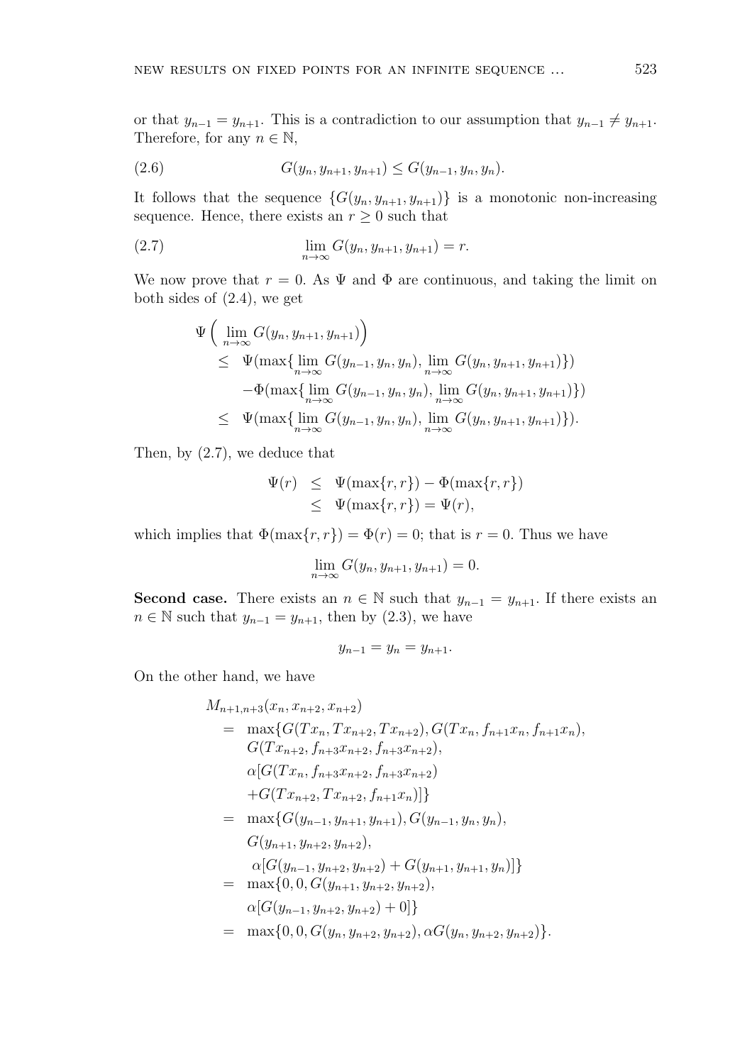or that $y_{n-1} = y_{n+1}$. This is a contradiction to our assumption that $y_{n-1} \neq y_{n+1}$. Therefore, for any $n \in \mathbb{N}$,

$$G(y_n, y_{n+1}, y_{n+1}) \leq G(y_{n-1}, y_n, y_n). \tag{2.6}$$

It follows that the sequence $\{G(y_n, y_{n+1}, y_{n+1})\}$ is a monotonic non-increasing sequence. Hence, there exists an $r \geq 0$ such that

$$\lim_{n\to\infty} G(y_n, y_{n+1}, y_{n+1}) = r. \tag{2.7}$$

We now prove that $r = 0$. As $\Psi$ and $\Phi$ are continuous, and taking the limit on both sides of (2.4), we get

$$\begin{aligned}
\Psi\Big(\lim_{n\to\infty} G(y_n, y_{n+1}, y_{n+1})\Big) &\\
\leq\ & \Psi(\max\{\lim_{n\to\infty} G(y_{n-1}, y_n, y_n), \lim_{n\to\infty} G(y_n, y_{n+1}, y_{n+1})\}) \\
& -\Phi(\max\{\lim_{n\to\infty} G(y_{n-1}, y_n, y_n), \lim_{n\to\infty} G(y_n, y_{n+1}, y_{n+1})\}) \\
\leq\ & \Psi(\max\{\lim_{n\to\infty} G(y_{n-1}, y_n, y_n), \lim_{n\to\infty} G(y_n, y_{n+1}, y_{n+1})\}).
\end{aligned}$$

Then, by (2.7), we deduce that

$$\begin{aligned}
\Psi(r) &\leq \Psi(\max\{r, r\}) - \Phi(\max\{r, r\}) \\
&\leq \Psi(\max\{r, r\}) = \Psi(r),
\end{aligned}$$

which implies that $\Phi(\max\{r, r\}) = \Phi(r) = 0$; that is $r = 0$. Thus we have

$$\lim_{n\to\infty} G(y_n, y_{n+1}, y_{n+1}) = 0.$$

**Second case.** There exists an $n \in \mathbb{N}$ such that $y_{n-1} = y_{n+1}$. If there exists an $n \in \mathbb{N}$ such that $y_{n-1} = y_{n+1}$, then by (2.3), we have

$$y_{n-1} = y_n = y_{n+1}.$$

On the other hand, we have

$$\begin{aligned}
&M_{n+1,n+3}(x_n, x_{n+2}, x_{n+2}) \\
&= \max\{G(Tx_n, Tx_{n+2}, Tx_{n+2}), G(Tx_n, f_{n+1}x_n, f_{n+1}x_n), \\
&\quad\ G(Tx_{n+2}, f_{n+3}x_{n+2}, f_{n+3}x_{n+2}), \\
&\quad\ \alpha[G(Tx_n, f_{n+3}x_{n+2}, f_{n+3}x_{n+2}) \\
&\quad\ +G(Tx_{n+2}, Tx_{n+2}, f_{n+1}x_n)]\} \\
&= \max\{G(y_{n-1}, y_{n+1}, y_{n+1}), G(y_{n-1}, y_n, y_n), \\
&\quad\ G(y_{n+1}, y_{n+2}, y_{n+2}), \\
&\quad\ \alpha[G(y_{n-1}, y_{n+2}, y_{n+2}) + G(y_{n+1}, y_{n+1}, y_n)]\} \\
&= \max\{0, 0, G(y_{n+1}, y_{n+2}, y_{n+2}), \\
&\quad\ \alpha[G(y_{n-1}, y_{n+2}, y_{n+2}) + 0]\} \\
&= \max\{0, 0, G(y_n, y_{n+2}, y_{n+2}), \alpha G(y_n, y_{n+2}, y_{n+2})\}.
\end{aligned}$$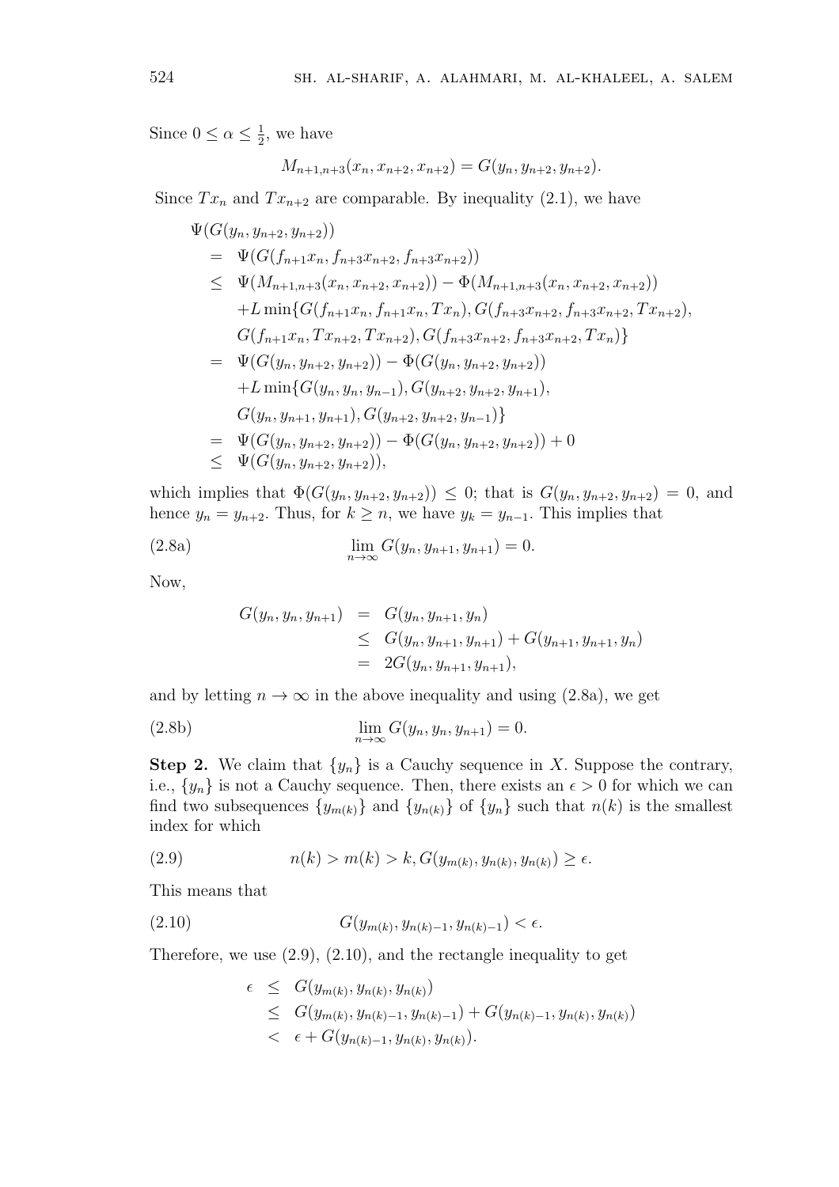Since $0 \le \alpha \le \frac{1}{2}$, we have

$$M_{n+1,n+3}(x_n, x_{n+2}, x_{n+2}) = G(y_n, y_{n+2}, y_{n+2}).$$

Since $Tx_n$ and $Tx_{n+2}$ are comparable. By inequality (2.1), we have

$$\begin{aligned}
&\Psi(G(y_n, y_{n+2}, y_{n+2})) \\
&= \Psi(G(f_{n+1}x_n, f_{n+3}x_{n+2}, f_{n+3}x_{n+2})) \\
&\le \Psi(M_{n+1,n+3}(x_n, x_{n+2}, x_{n+2})) - \Phi(M_{n+1,n+3}(x_n, x_{n+2}, x_{n+2})) \\
&\quad + L\min\{G(f_{n+1}x_n, f_{n+1}x_n, Tx_n), G(f_{n+3}x_{n+2}, f_{n+3}x_{n+2}, Tx_{n+2}), \\
&\quad G(f_{n+1}x_n, Tx_{n+2}, Tx_{n+2}), G(f_{n+3}x_{n+2}, f_{n+3}x_{n+2}, Tx_n)\} \\
&= \Psi(G(y_n, y_{n+2}, y_{n+2})) - \Phi(G(y_n, y_{n+2}, y_{n+2})) \\
&\quad + L\min\{G(y_n, y_n, y_{n-1}), G(y_{n+2}, y_{n+2}, y_{n+1}), \\
&\quad G(y_n, y_{n+1}, y_{n+1}), G(y_{n+2}, y_{n+2}, y_{n-1})\} \\
&= \Psi(G(y_n, y_{n+2}, y_{n+2})) - \Phi(G(y_n, y_{n+2}, y_{n+2})) + 0 \\
&\le \Psi(G(y_n, y_{n+2}, y_{n+2})),
\end{aligned}$$

which implies that $\Phi(G(y_n, y_{n+2}, y_{n+2})) \le 0$; that is $G(y_n, y_{n+2}, y_{n+2}) = 0$, and hence $y_n = y_{n+2}$. Thus, for $k \ge n$, we have $y_k = y_{n-1}$. This implies that

$$\lim_{n\to\infty} G(y_n, y_{n+1}, y_{n+1}) = 0. \tag{2.8a}$$

Now,

$$\begin{aligned}
G(y_n, y_n, y_{n+1}) &= G(y_n, y_{n+1}, y_n) \\
&\le G(y_n, y_{n+1}, y_{n+1}) + G(y_{n+1}, y_{n+1}, y_n) \\
&= 2G(y_n, y_{n+1}, y_{n+1}),
\end{aligned}$$

and by letting $n \to \infty$ in the above inequality and using (2.8a), we get

$$\lim_{n\to\infty} G(y_n, y_n, y_{n+1}) = 0. \tag{2.8b}$$

**Step 2.** We claim that $\{y_n\}$ is a Cauchy sequence in $X$. Suppose the contrary, i.e., $\{y_n\}$ is not a Cauchy sequence. Then, there exists an $\epsilon > 0$ for which we can find two subsequences $\{y_{m(k)}\}$ and $\{y_{n(k)}\}$ of $\{y_n\}$ such that $n(k)$ is the smallest index for which

$$n(k) > m(k) > k, G(y_{m(k)}, y_{n(k)}, y_{n(k)}) \ge \epsilon. \tag{2.9}$$

This means that

$$G(y_{m(k)}, y_{n(k)-1}, y_{n(k)-1}) < \epsilon. \tag{2.10}$$

Therefore, we use (2.9), (2.10), and the rectangle inequality to get

$$\begin{aligned}
\epsilon &\le G(y_{m(k)}, y_{n(k)}, y_{n(k)}) \\
&\le G(y_{m(k)}, y_{n(k)-1}, y_{n(k)-1}) + G(y_{n(k)-1}, y_{n(k)}, y_{n(k)}) \\
&< \epsilon + G(y_{n(k)-1}, y_{n(k)}, y_{n(k)}).
\end{aligned}$$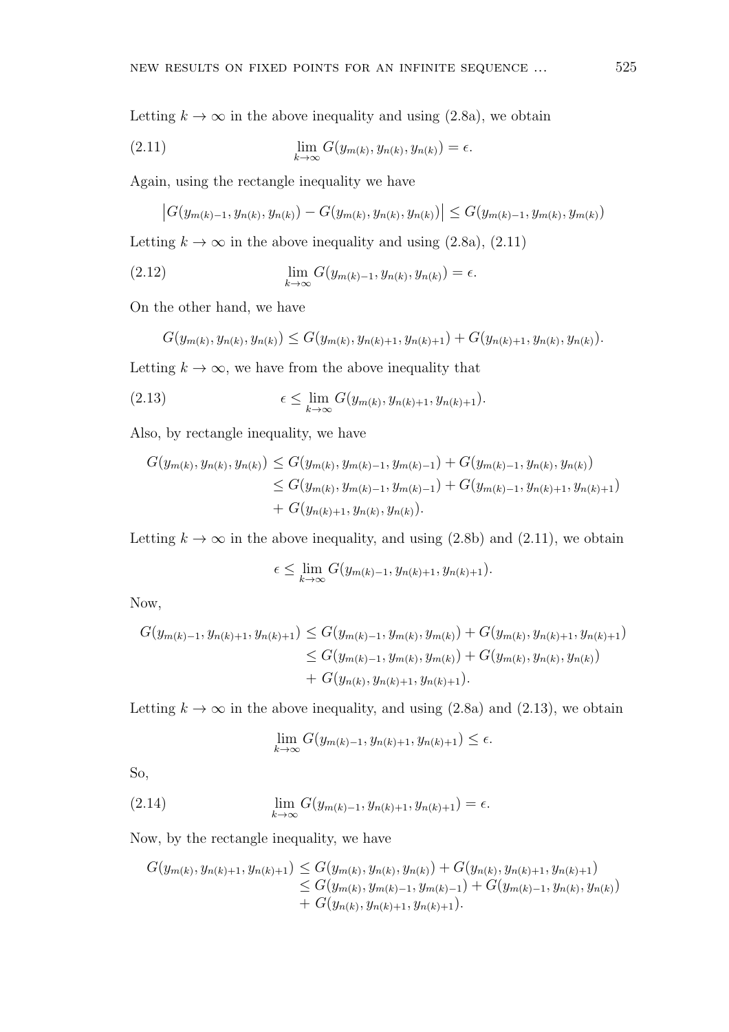Letting $k \to \infty$ in the above inequality and using (2.8a), we obtain

$$\lim_{k\to\infty} G(y_{m(k)}, y_{n(k)}, y_{n(k)}) = \epsilon. \tag{2.11}$$

Again, using the rectangle inequality we have

$$\left|G(y_{m(k)-1}, y_{n(k)}, y_{n(k)}) - G(y_{m(k)}, y_{n(k)}, y_{n(k)})\right| \leq G(y_{m(k)-1}, y_{m(k)}, y_{m(k)})$$

Letting $k \to \infty$ in the above inequality and using (2.8a), (2.11)

$$\lim_{k\to\infty} G(y_{m(k)-1}, y_{n(k)}, y_{n(k)}) = \epsilon. \tag{2.12}$$

On the other hand, we have

$$G(y_{m(k)}, y_{n(k)}, y_{n(k)}) \leq G(y_{m(k)}, y_{n(k)+1}, y_{n(k)+1}) + G(y_{n(k)+1}, y_{n(k)}, y_{n(k)}).$$

Letting $k \to \infty$, we have from the above inequality that

$$\epsilon \leq \lim_{k\to\infty} G(y_{m(k)}, y_{n(k)+1}, y_{n(k)+1}). \tag{2.13}$$

Also, by rectangle inequality, we have

$$\begin{aligned}
G(y_{m(k)}, y_{n(k)}, y_{n(k)}) &\leq G(y_{m(k)}, y_{m(k)-1}, y_{m(k)-1}) + G(y_{m(k)-1}, y_{n(k)}, y_{n(k)}) \\
&\leq G(y_{m(k)}, y_{m(k)-1}, y_{m(k)-1}) + G(y_{m(k)-1}, y_{n(k)+1}, y_{n(k)+1}) \\
&\quad + G(y_{n(k)+1}, y_{n(k)}, y_{n(k)}).
\end{aligned}$$

Letting $k \to \infty$ in the above inequality, and using (2.8b) and (2.11), we obtain

$$\epsilon \leq \lim_{k\to\infty} G(y_{m(k)-1}, y_{n(k)+1}, y_{n(k)+1}).$$

Now,

$$\begin{aligned}
G(y_{m(k)-1}, y_{n(k)+1}, y_{n(k)+1}) &\leq G(y_{m(k)-1}, y_{m(k)}, y_{m(k)}) + G(y_{m(k)}, y_{n(k)+1}, y_{n(k)+1}) \\
&\leq G(y_{m(k)-1}, y_{m(k)}, y_{m(k)}) + G(y_{m(k)}, y_{n(k)}, y_{n(k)}) \\
&\quad + G(y_{n(k)}, y_{n(k)+1}, y_{n(k)+1}).
\end{aligned}$$

Letting $k \to \infty$ in the above inequality, and using (2.8a) and (2.13), we obtain

$$\lim_{k\to\infty} G(y_{m(k)-1}, y_{n(k)+1}, y_{n(k)+1}) \leq \epsilon.$$

So,

$$\lim_{k\to\infty} G(y_{m(k)-1}, y_{n(k)+1}, y_{n(k)+1}) = \epsilon. \tag{2.14}$$

Now, by the rectangle inequality, we have

$$\begin{aligned}
G(y_{m(k)}, y_{n(k)+1}, y_{n(k)+1}) &\leq G(y_{m(k)}, y_{n(k)}, y_{n(k)}) + G(y_{n(k)}, y_{n(k)+1}, y_{n(k)+1}) \\
&\leq G(y_{m(k)}, y_{m(k)-1}, y_{m(k)-1}) + G(y_{m(k)-1}, y_{n(k)}, y_{n(k)}) \\
&\quad + G(y_{n(k)}, y_{n(k)+1}, y_{n(k)+1}).
\end{aligned}$$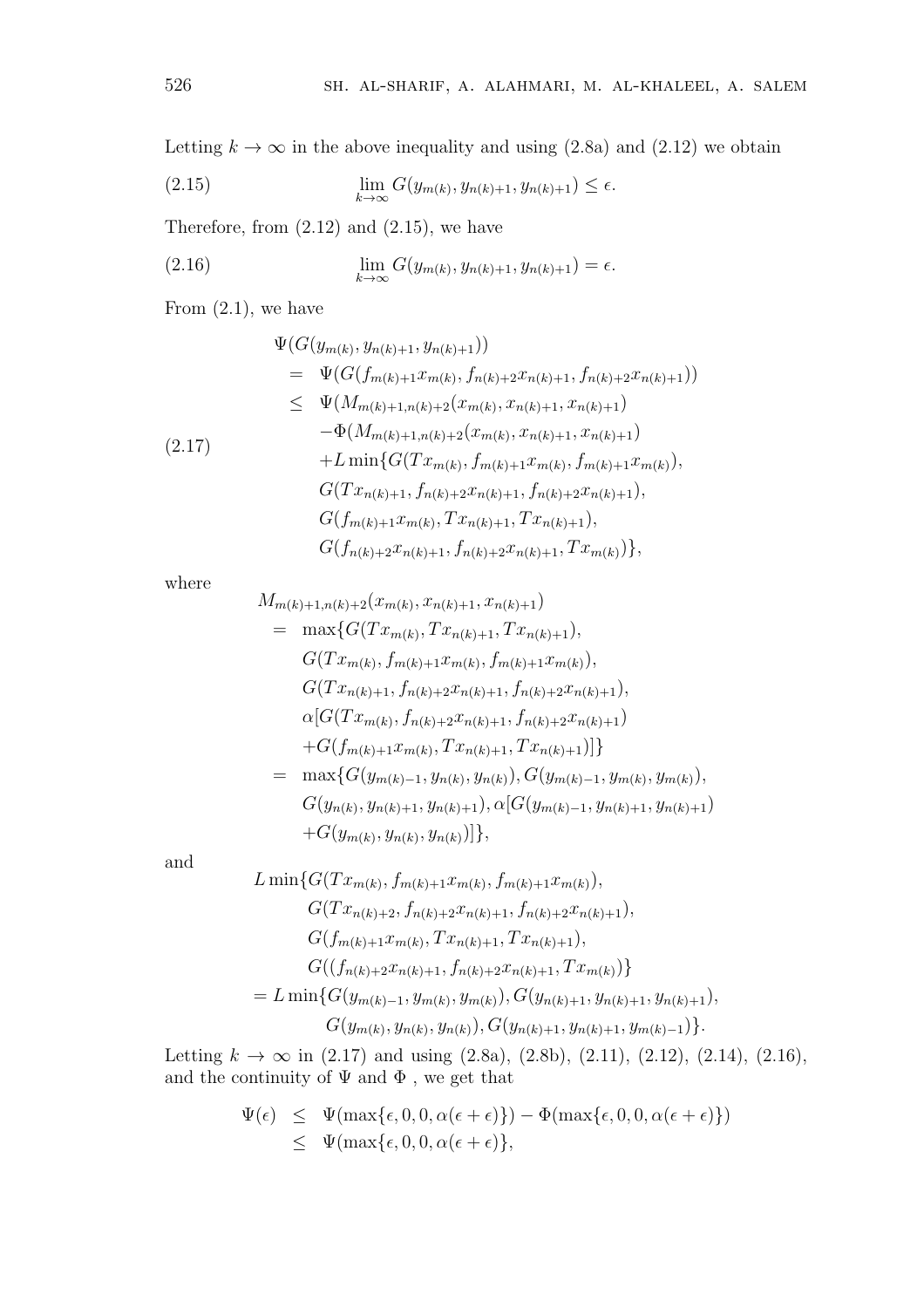Letting $k \to \infty$ in the above inequality and using (2.8a) and (2.12) we obtain

$$\lim_{k\to\infty} G(y_{m(k)}, y_{n(k)+1}, y_{n(k)+1}) \leq \epsilon. \tag{2.15}$$

Therefore, from (2.12) and (2.15), we have

$$\lim_{k\to\infty} G(y_{m(k)}, y_{n(k)+1}, y_{n(k)+1}) = \epsilon. \tag{2.16}$$

From (2.1), we have

$$\begin{aligned}
&\Psi(G(y_{m(k)}, y_{n(k)+1}, y_{n(k)+1})) \\
&\quad = \Psi(G(f_{m(k)+1}x_{m(k)}, f_{n(k)+2}x_{n(k)+1}, f_{n(k)+2}x_{n(k)+1})) \\
&\quad \leq \Psi(M_{m(k)+1,n(k)+2}(x_{m(k)}, x_{n(k)+1}, x_{n(k)+1}) \\
&\qquad -\Phi(M_{m(k)+1,n(k)+2}(x_{m(k)}, x_{n(k)+1}, x_{n(k)+1}) \\
&\qquad +L\min\{G(Tx_{m(k)}, f_{m(k)+1}x_{m(k)}, f_{m(k)+1}x_{m(k)}), \\
&\qquad G(Tx_{n(k)+1}, f_{n(k)+2}x_{n(k)+1}, f_{n(k)+2}x_{n(k)+1}), \\
&\qquad G(f_{m(k)+1}x_{m(k)}, Tx_{n(k)+1}, Tx_{n(k)+1}), \\
&\qquad G(f_{n(k)+2}x_{n(k)+1}, f_{n(k)+2}x_{n(k)+1}, Tx_{m(k)})\},
\end{aligned} \tag{2.17}$$

where

$$\begin{aligned}
&M_{m(k)+1,n(k)+2}(x_{m(k)}, x_{n(k)+1}, x_{n(k)+1}) \\
&\quad = \max\{G(Tx_{m(k)}, Tx_{n(k)+1}, Tx_{n(k)+1}), \\
&\qquad G(Tx_{m(k)}, f_{m(k)+1}x_{m(k)}, f_{m(k)+1}x_{m(k)}), \\
&\qquad G(Tx_{n(k)+1}, f_{n(k)+2}x_{n(k)+1}, f_{n(k)+2}x_{n(k)+1}), \\
&\qquad \alpha[G(Tx_{m(k)}, f_{n(k)+2}x_{n(k)+1}, f_{n(k)+2}x_{n(k)+1}) \\
&\qquad +G(f_{m(k)+1}x_{m(k)}, Tx_{n(k)+1}, Tx_{n(k)+1})]\} \\
&\quad = \max\{G(y_{m(k)-1}, y_{n(k)}, y_{n(k)}), G(y_{m(k)-1}, y_{m(k)}, y_{m(k)}), \\
&\qquad G(y_{n(k)}, y_{n(k)+1}, y_{n(k)+1}), \alpha[G(y_{m(k)-1}, y_{n(k)+1}, y_{n(k)+1}) \\
&\qquad +G(y_{m(k)}, y_{n(k)}, y_{n(k)})]\},
\end{aligned}$$

and

$$\begin{aligned}
&L\min\{G(Tx_{m(k)}, f_{m(k)+1}x_{m(k)}, f_{m(k)+1}x_{m(k)}), \\
&\qquad G(Tx_{n(k)+2}, f_{n(k)+2}x_{n(k)+1}, f_{n(k)+2}x_{n(k)+1}), \\
&\qquad G(f_{m(k)+1}x_{m(k)}, Tx_{n(k)+1}, Tx_{n(k)+1}), \\
&\qquad G((f_{n(k)+2}x_{n(k)+1}, f_{n(k)+2}x_{n(k)+1}, Tx_{m(k)})\} \\
&= L\min\{G(y_{m(k)-1}, y_{m(k)}, y_{m(k)}), G(y_{n(k)+1}, y_{n(k)+1}, y_{n(k)+1}), \\
&\qquad G(y_{m(k)}, y_{n(k)}, y_{n(k)}), G(y_{n(k)+1}, y_{n(k)+1}, y_{m(k)-1})\}.
\end{aligned}$$

Letting $k \to \infty$ in (2.17) and using (2.8a), (2.8b), (2.11), (2.12), (2.14), (2.16), and the continuity of $\Psi$ and $\Phi$ , we get that

$$\begin{aligned}
\Psi(\epsilon) &\leq \Psi(\max\{\epsilon, 0, 0, \alpha(\epsilon + \epsilon)\}) - \Phi(\max\{\epsilon, 0, 0, \alpha(\epsilon + \epsilon)\}) \\
&\leq \Psi(\max\{\epsilon, 0, 0, \alpha(\epsilon + \epsilon)\},
\end{aligned}$$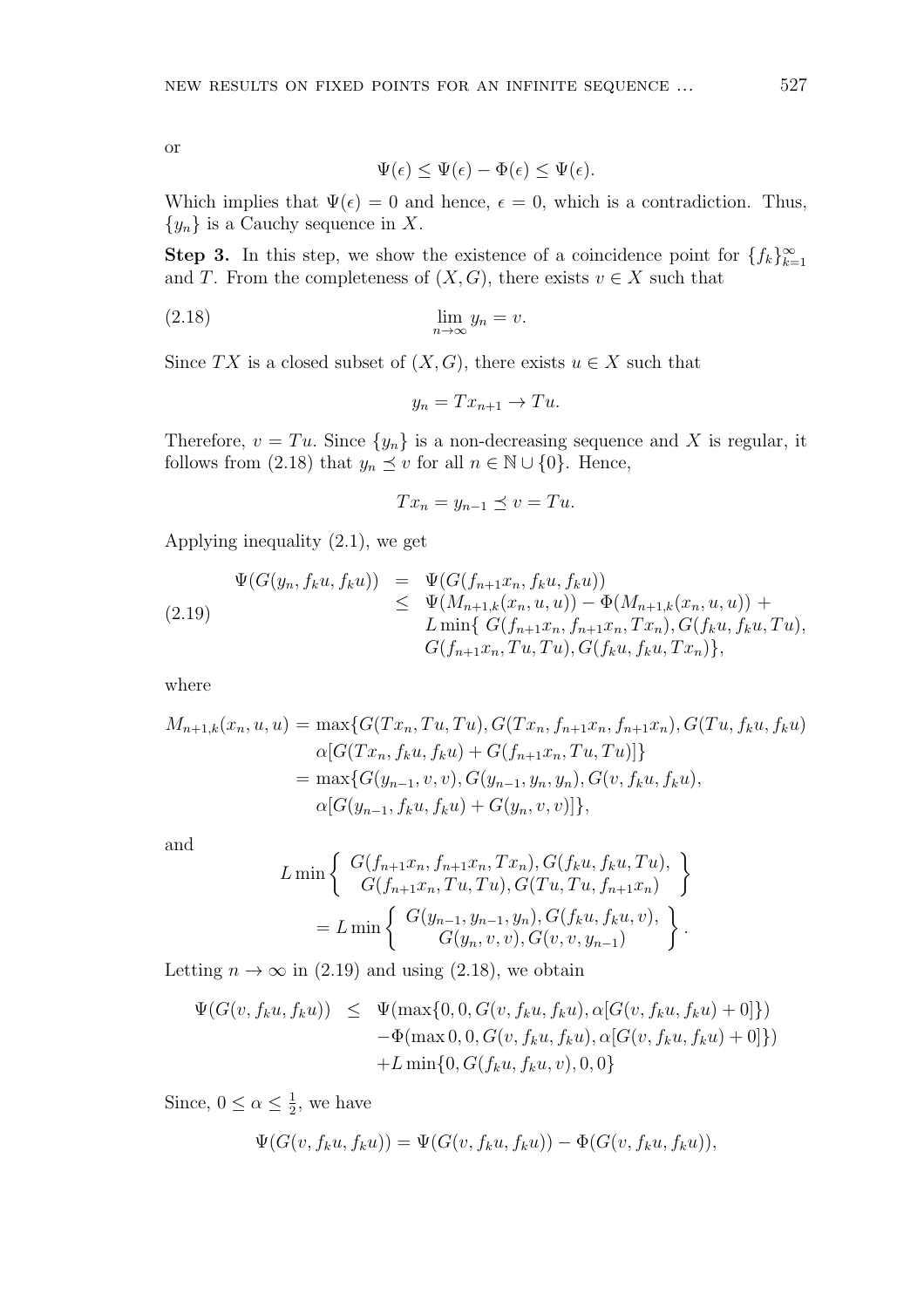or

$$\Psi(\epsilon) \leq \Psi(\epsilon) - \Phi(\epsilon) \leq \Psi(\epsilon).$$

Which implies that $\Psi(\epsilon) = 0$ and hence, $\epsilon = 0$, which is a contradiction. Thus, $\{y_n\}$ is a Cauchy sequence in $X$.

**Step 3.** In this step, we show the existence of a coincidence point for $\{f_k\}_{k=1}^{\infty}$ and $T$. From the completeness of $(X, G)$, there exists $v \in X$ such that

$$\lim_{n\to\infty} y_n = v. \tag{2.18}$$

Since $TX$ is a closed subset of $(X, G)$, there exists $u \in X$ such that

$$y_n = Tx_{n+1} \to Tu.$$

Therefore, $v = Tu$. Since $\{y_n\}$ is a non-decreasing sequence and $X$ is regular, it follows from (2.18) that $y_n \preceq v$ for all $n \in \mathbb{N} \cup \{0\}$. Hence,

$$Tx_n = y_{n-1} \preceq v = Tu.$$

Applying inequality (2.1), we get

$$\begin{aligned} \Psi(G(y_n, f_k u, f_k u)) &= \Psi(G(f_{n+1}x_n, f_k u, f_k u)) \\ &\leq \Psi(M_{n+1,k}(x_n, u, u)) - \Phi(M_{n+1,k}(x_n, u, u)) + \\ &\quad L \min\{ G(f_{n+1}x_n, f_{n+1}x_n, Tx_n), G(f_k u, f_k u, Tu), \\ &\quad G(f_{n+1}x_n, Tu, Tu), G(f_k u, f_k u, Tx_n)\}, \end{aligned} \tag{2.19}$$

where

$$\begin{aligned} M_{n+1,k}(x_n, u, u) &= \max\{G(Tx_n, Tu, Tu), G(Tx_n, f_{n+1}x_n, f_{n+1}x_n), G(Tu, f_k u, f_k u) \\ &\quad \alpha[G(Tx_n, f_k u, f_k u) + G(f_{n+1}x_n, Tu, Tu)]\} \\ &= \max\{G(y_{n-1}, v, v), G(y_{n-1}, y_n, y_n), G(v, f_k u, f_k u), \\ &\quad \alpha[G(y_{n-1}, f_k u, f_k u) + G(y_n, v, v)]\}, \end{aligned}$$

and

$$\begin{aligned} &L \min \left\{ \begin{array}{c} G(f_{n+1}x_n, f_{n+1}x_n, Tx_n), G(f_k u, f_k u, Tu), \\ G(f_{n+1}x_n, Tu, Tu), G(Tu, Tu, f_{n+1}x_n) \end{array} \right\} \\ &= L \min \left\{ \begin{array}{c} G(y_{n-1}, y_{n-1}, y_n), G(f_k u, f_k u, v), \\ G(y_n, v, v), G(v, v, y_{n-1}) \end{array} \right\}. \end{aligned}$$

Letting $n \to \infty$ in (2.19) and using (2.18), we obtain

$$\begin{aligned} \Psi(G(v, f_k u, f_k u)) &\leq \Psi(\max\{0, 0, G(v, f_k u, f_k u), \alpha[G(v, f_k u, f_k u) + 0]\}) \\ &\quad - \Phi(\max 0, 0, G(v, f_k u, f_k u), \alpha[G(v, f_k u, f_k u) + 0]\}) \\ &\quad + L \min\{0, G(f_k u, f_k u, v), 0, 0\} \end{aligned}$$

Since, $0 \leq \alpha \leq \frac{1}{2}$, we have

$$\Psi(G(v, f_k u, f_k u)) = \Psi(G(v, f_k u, f_k u)) - \Phi(G(v, f_k u, f_k u)),$$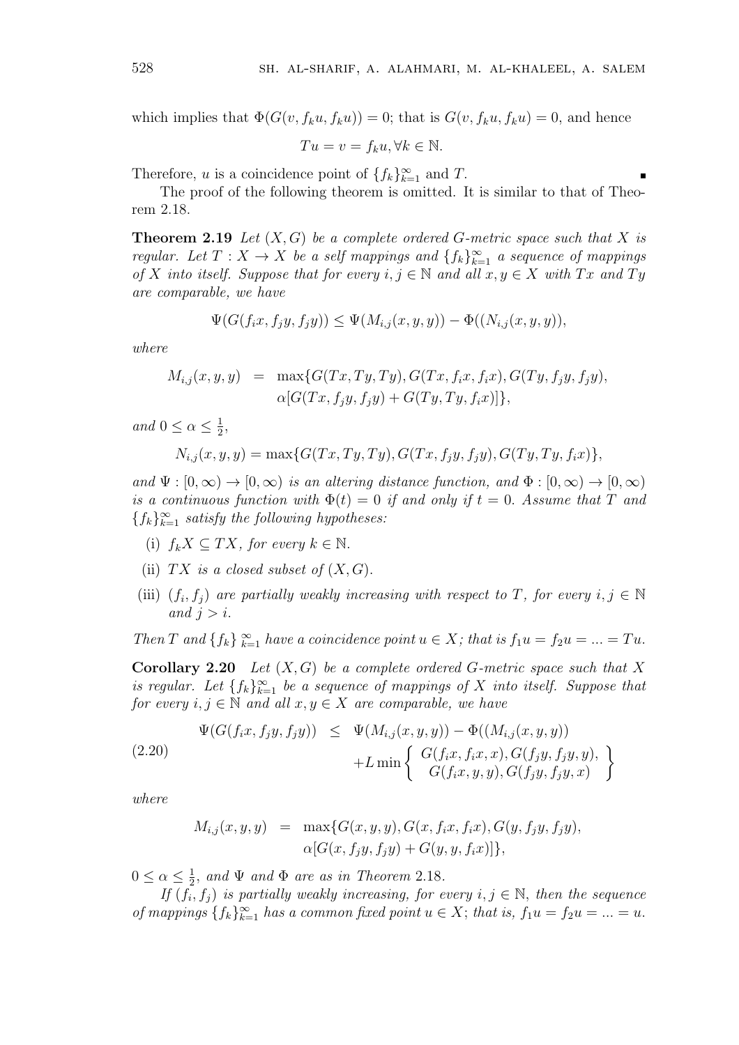which implies that $\Phi(G(v, f_k u, f_k u)) = 0$; that is $G(v, f_k u, f_k u) = 0$, and hence

$$Tu = v = f_k u, \forall k \in \mathbb{N}.$$

Therefore, $u$ is a coincidence point of $\{f_k\}_{k=1}^{\infty}$ and $T$. ∎

The proof of the following theorem is omitted. It is similar to that of Theorem 2.18.

**Theorem 2.19** *Let $(X, G)$ be a complete ordered G-metric space such that $X$ is regular. Let $T : X \to X$ be a self mappings and $\{f_k\}_{k=1}^{\infty}$ a sequence of mappings of $X$ into itself. Suppose that for every $i, j \in \mathbb{N}$ and all $x, y \in X$ with $Tx$ and $Ty$ are comparable, we have*

$$\Psi(G(f_i x, f_j y, f_j y)) \leq \Psi(M_{i,j}(x, y, y)) - \Phi((N_{i,j}(x, y, y)),$$

*where*

$$\begin{aligned} M_{i,j}(x, y, y) &= \max\{G(Tx, Ty, Ty), G(Tx, f_i x, f_i x), G(Ty, f_j y, f_j y), \\ &\quad \alpha[G(Tx, f_j y, f_j y) + G(Ty, Ty, f_i x)]\}, \end{aligned}$$

*and $0 \leq \alpha \leq \frac{1}{2}$,*

$$N_{i,j}(x, y, y) = \max\{G(Tx, Ty, Ty), G(Tx, f_j y, f_j y), G(Ty, Ty, f_i x)\},$$

*and $\Psi : [0, \infty) \to [0, \infty)$ is an altering distance function, and $\Phi : [0, \infty) \to [0, \infty)$ is a continuous function with $\Phi(t) = 0$ if and only if $t = 0$. Assume that $T$ and $\{f_k\}_{k=1}^{\infty}$ satisfy the following hypotheses:*

(i) *$f_k X \subseteq TX$, for every $k \in \mathbb{N}$.*

(ii) *$TX$ is a closed subset of $(X, G)$.*

(iii) *$(f_i, f_j)$ are partially weakly increasing with respect to $T$, for every $i, j \in \mathbb{N}$ and $j > i$.*

*Then $T$ and $\{f_k\}_{k=1}^{\infty}$ have a coincidence point $u \in X$; that is $f_1 u = f_2 u = ... = Tu$.*

**Corollary 2.20** *Let $(X, G)$ be a complete ordered G-metric space such that $X$ is regular. Let $\{f_k\}_{k=1}^{\infty}$ be a sequence of mappings of $X$ into itself. Suppose that for every $i, j \in \mathbb{N}$ and all $x, y \in X$ are comparable, we have*

$$\begin{aligned} \Psi(G(f_i x, f_j y, f_j y)) &\leq \Psi(M_{i,j}(x, y, y)) - \Phi((M_{i,j}(x, y, y)) \\ &\quad + L \min\left\{ \begin{array}{c} G(f_i x, f_i x, x), G(f_j y, f_j y, y), \\ G(f_i x, y, y), G(f_j y, f_j y, x) \end{array} \right\} \end{aligned} \tag{2.20}$$

*where*

$$\begin{aligned} M_{i,j}(x, y, y) &= \max\{G(x, y, y), G(x, f_i x, f_i x), G(y, f_j y, f_j y), \\ &\quad \alpha[G(x, f_j y, f_j y) + G(y, y, f_i x)]\}, \end{aligned}$$

*$0 \leq \alpha \leq \frac{1}{2}$, and $\Psi$ and $\Phi$ are as in Theorem 2.18.*

*If $(f_i, f_j)$ is partially weakly increasing, for every $i, j \in \mathbb{N}$, then the sequence of mappings $\{f_k\}_{k=1}^{\infty}$ has a common fixed point $u \in X$; that is, $f_1 u = f_2 u = ... = u$.*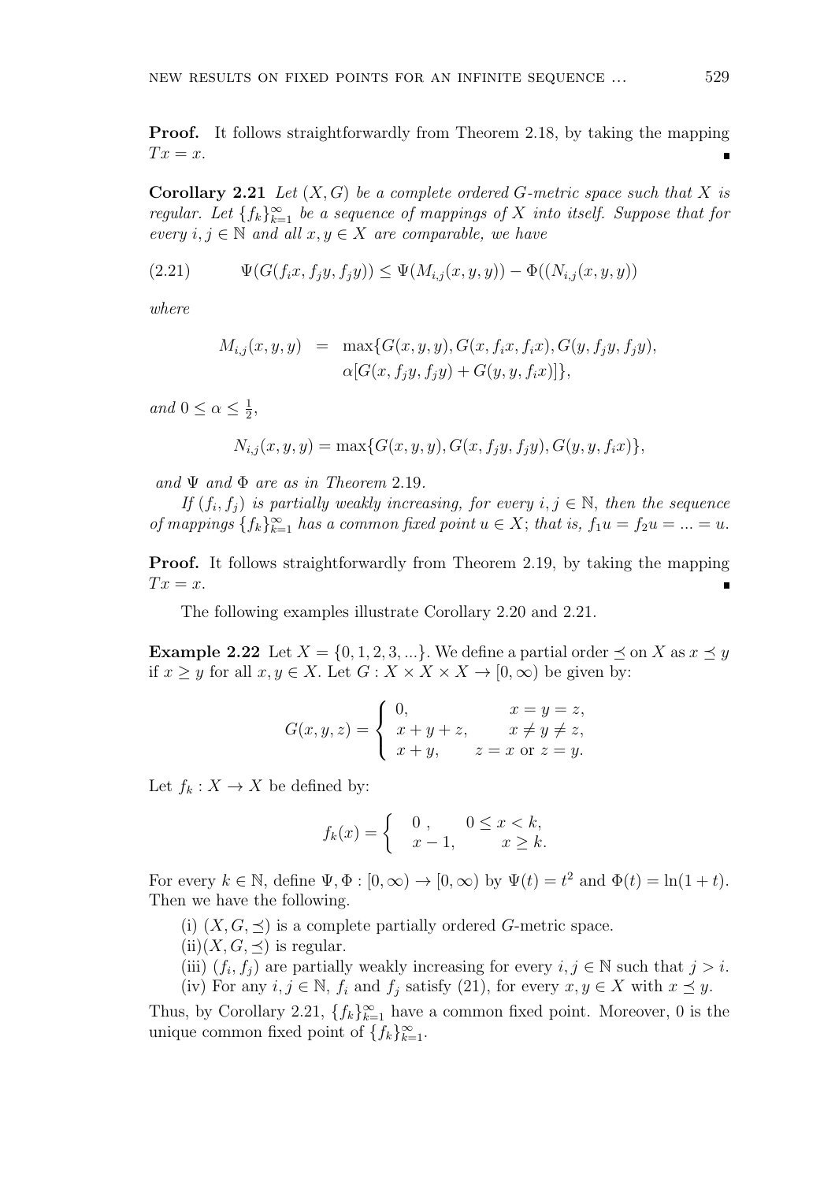**Proof.** It follows straightforwardly from Theorem 2.18, by taking the mapping $Tx = x$. ∎

**Corollary 2.21** *Let $(X, G)$ be a complete ordered $G$-metric space such that $X$ is regular. Let $\{f_k\}_{k=1}^{\infty}$ be a sequence of mappings of $X$ into itself. Suppose that for every $i, j \in \mathbb{N}$ and all $x, y \in X$ are comparable, we have*

$$\Psi(G(f_i x, f_j y, f_j y)) \leq \Psi(M_{i,j}(x, y, y)) - \Phi((N_{i,j}(x, y, y)) \tag{2.21}$$

*where*

$$\begin{aligned} M_{i,j}(x, y, y) &= \max\{G(x, y, y), G(x, f_i x, f_i x), G(y, f_j y, f_j y), \\ &\quad \alpha[G(x, f_j y, f_j y) + G(y, y, f_i x)]\}, \end{aligned}$$

*and $0 \leq \alpha \leq \frac{1}{2}$,*

$$N_{i,j}(x, y, y) = \max\{G(x, y, y), G(x, f_j y, f_j y), G(y, y, f_i x)\},$$

*and $\Psi$ and $\Phi$ are as in Theorem* 2.19.

*If $(f_i, f_j)$ is partially weakly increasing, for every $i, j \in \mathbb{N}$, then the sequence of mappings $\{f_k\}_{k=1}^{\infty}$ has a common fixed point $u \in X$; that is, $f_1 u = f_2 u = ... = u$.*

**Proof.** It follows straightforwardly from Theorem 2.19, by taking the mapping $Tx = x$. ∎

The following examples illustrate Corollary 2.20 and 2.21.

**Example 2.22** Let $X = \{0, 1, 2, 3, ...\}$. We define a partial order $\preceq$ on $X$ as $x \preceq y$ if $x \geq y$ for all $x, y \in X$. Let $G : X \times X \times X \to [0, \infty)$ be given by:

$$G(x, y, z) = \begin{cases} 0, & x = y = z, \\ x + y + z, & x \neq y \neq z, \\ x + y, & z = x \text{ or } z = y. \end{cases}$$

Let $f_k : X \to X$ be defined by:

$$f_k(x) = \begin{cases} 0\,, & 0 \leq x < k, \\ x - 1, & x \geq k. \end{cases}$$

For every $k \in \mathbb{N}$, define $\Psi, \Phi : [0, \infty) \to [0, \infty)$ by $\Psi(t) = t^2$ and $\Phi(t) = \ln(1 + t)$. Then we have the following.

(i) $(X, G, \preceq)$ is a complete partially ordered $G$-metric space.

(ii) $(X, G, \preceq)$ is regular.

(iii) $(f_i, f_j)$ are partially weakly increasing for every $i, j \in \mathbb{N}$ such that $j > i$.

(iv) For any $i, j \in \mathbb{N}$, $f_i$ and $f_j$ satisfy (21), for every $x, y \in X$ with $x \preceq y$.

Thus, by Corollary 2.21, $\{f_k\}_{k=1}^{\infty}$ have a common fixed point. Moreover, 0 is the unique common fixed point of $\{f_k\}_{k=1}^{\infty}$.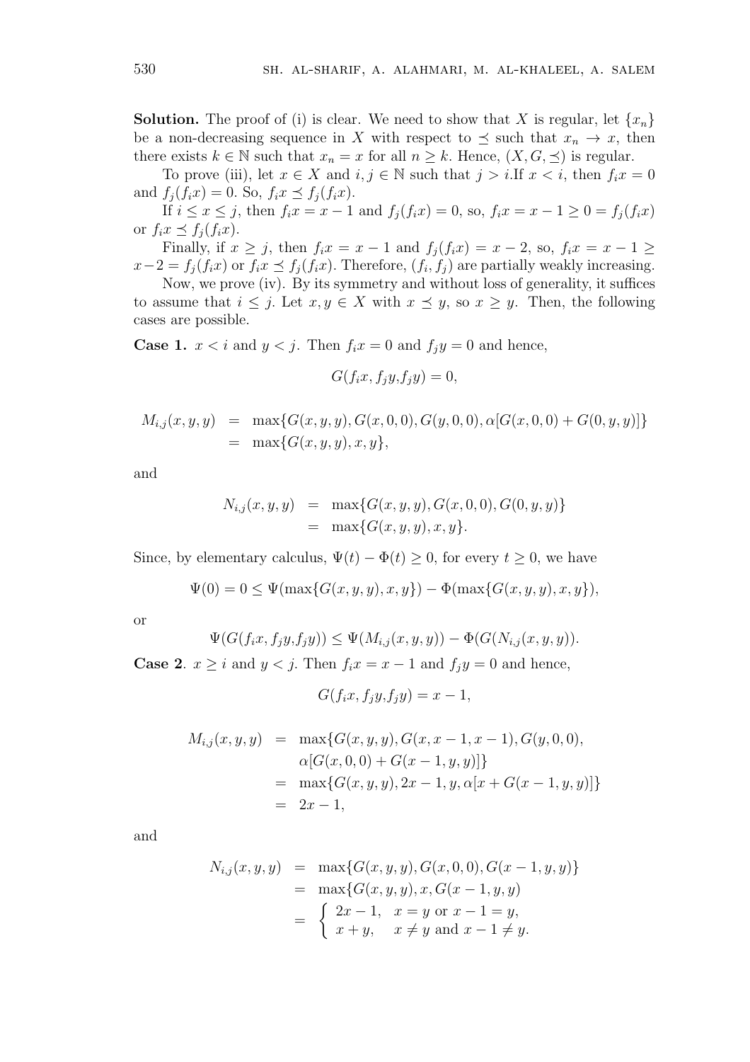**Solution.** The proof of (i) is clear. We need to show that $X$ is regular, let $\{x_n\}$ be a non-decreasing sequence in $X$ with respect to $\preceq$ such that $x_n \to x$, then there exists $k \in \mathbb{N}$ such that $x_n = x$ for all $n \geq k$. Hence, $(X, G, \preceq)$ is regular.

To prove (iii), let $x \in X$ and $i, j \in \mathbb{N}$ such that $j > i$.If $x < i$, then $f_i x = 0$ and $f_j(f_i x) = 0$. So, $f_i x \preceq f_j(f_i x)$.

If $i \leq x \leq j$, then $f_i x = x - 1$ and $f_j(f_i x) = 0$, so, $f_i x = x - 1 \geq 0 = f_j(f_i x)$ or $f_i x \preceq f_j(f_i x)$.

Finally, if $x \geq j$, then $f_i x = x - 1$ and $f_j(f_i x) = x - 2$, so, $f_i x = x - 1 \geq x - 2 = f_j(f_i x)$ or $f_i x \preceq f_j(f_i x)$. Therefore, $(f_i, f_j)$ are partially weakly increasing.

Now, we prove (iv). By its symmetry and without loss of generality, it suffices to assume that $i \leq j$. Let $x, y \in X$ with $x \preceq y$, so $x \geq y$. Then, the following cases are possible.

**Case 1.** $x < i$ and $y < j$. Then $f_i x = 0$ and $f_j y = 0$ and hence,

$$G(f_i x, f_j y, f_j y) = 0,$$

$$\begin{aligned} M_{i,j}(x, y, y) &= \max\{G(x, y, y), G(x, 0, 0), G(y, 0, 0), \alpha[G(x, 0, 0) + G(0, y, y)]\} \\ &= \max\{G(x, y, y), x, y\}, \end{aligned}$$

and

$$\begin{aligned} N_{i,j}(x, y, y) &= \max\{G(x, y, y), G(x, 0, 0), G(0, y, y)\} \\ &= \max\{G(x, y, y), x, y\}. \end{aligned}$$

Since, by elementary calculus, $\Psi(t) - \Phi(t) \geq 0$, for every $t \geq 0$, we have

$$\Psi(0) = 0 \leq \Psi(\max\{G(x, y, y), x, y\}) - \Phi(\max\{G(x, y, y), x, y\}),$$

or

$$\Psi(G(f_i x, f_j y, f_j y)) \leq \Psi(M_{i,j}(x, y, y)) - \Phi(G(N_{i,j}(x, y, y)).$$

**Case 2**. $x \geq i$ and $y < j$. Then $f_i x = x - 1$ and $f_j y = 0$ and hence,

$$G(f_i x, f_j y, f_j y) = x - 1,$$

$$\begin{aligned} M_{i,j}(x, y, y) &= \max\{G(x, y, y), G(x, x - 1, x - 1), G(y, 0, 0), \\ &\quad \alpha[G(x, 0, 0) + G(x - 1, y, y)]\} \\ &= \max\{G(x, y, y), 2x - 1, y, \alpha[x + G(x - 1, y, y)]\} \\ &= 2x - 1, \end{aligned}$$

and

$$\begin{aligned} N_{i,j}(x, y, y) &= \max\{G(x, y, y), G(x, 0, 0), G(x - 1, y, y)\} \\ &= \max\{G(x, y, y), x, G(x - 1, y, y) \\ &= \begin{cases} 2x - 1, & x = y \text{ or } x - 1 = y, \\ x + y, & x \neq y \text{ and } x - 1 \neq y. \end{cases} \end{aligned}$$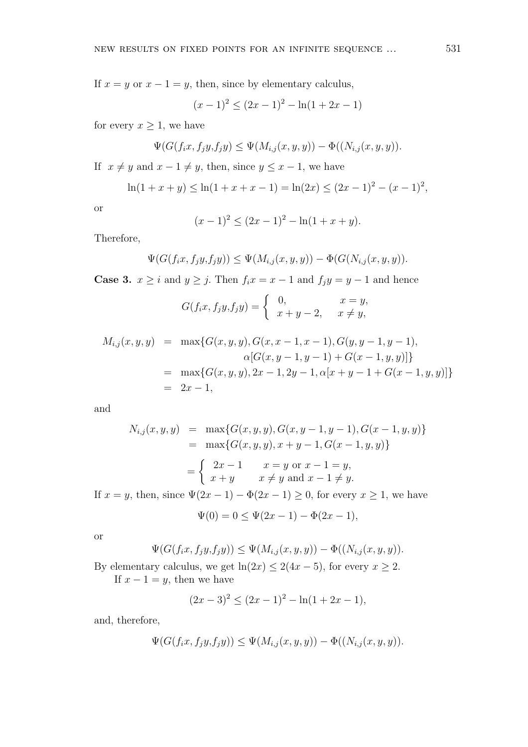If $x = y$ or $x - 1 = y$, then, since by elementary calculus,

$$(x-1)^2 \leq (2x-1)^2 - \ln(1+2x-1)$$

for every $x \geq 1$, we have

$$\Psi(G(f_i x, f_j y, f_j y) \leq \Psi(M_{i,j}(x,y,y)) - \Phi((N_{i,j}(x,y,y)).$$

If $x \neq y$ and $x - 1 \neq y$, then, since $y \leq x - 1$, we have

$$\ln(1+x+y) \leq \ln(1+x+x-1) = \ln(2x) \leq (2x-1)^2 - (x-1)^2,$$

or

$$(x-1)^2 \leq (2x-1)^2 - \ln(1+x+y).$$

Therefore,

$$\Psi(G(f_i x, f_j y, f_j y)) \leq \Psi(M_{i,j}(x,y,y)) - \Phi(G(N_{i,j}(x,y,y)).$$

**Case 3.** $x \geq i$ and $y \geq j$. Then $f_i x = x - 1$ and $f_j y = y - 1$ and hence

$$G(f_i x, f_j y, f_j y) = \begin{cases} 0, & x = y, \\ x + y - 2, & x \neq y, \end{cases}$$

$$\begin{aligned} M_{i,j}(x,y,y) &= \max\{G(x,y,y), G(x,x-1,x-1), G(y,y-1,y-1), \\ &\qquad \alpha[G(x,y-1,y-1) + G(x-1,y,y)]\} \\ &= \max\{G(x,y,y), 2x-1, 2y-1, \alpha[x+y-1+G(x-1,y,y)]\} \\ &= 2x - 1, \end{aligned}$$

and

$$\begin{aligned} N_{i,j}(x,y,y) &= \max\{G(x,y,y), G(x,y-1,y-1), G(x-1,y,y)\} \\ &= \max\{G(x,y,y), x+y-1, G(x-1,y,y)\} \end{aligned}$$

$$= \begin{cases} 2x-1 & x = y \text{ or } x-1 = y, \\ x+y & x \neq y \text{ and } x-1 \neq y. \end{cases}$$

If $x = y$, then, since $\Psi(2x-1) - \Phi(2x-1) \geq 0$, for every $x \geq 1$, we have

$$\Psi(0) = 0 \leq \Psi(2x-1) - \Phi(2x-1),$$

or

$$\Psi(G(f_i x, f_j y, f_j y)) \leq \Psi(M_{i,j}(x,y,y)) - \Phi((N_{i,j}(x,y,y)).$$

By elementary calculus, we get $\ln(2x) \leq 2(4x-5)$, for every $x \geq 2$.

If $x - 1 = y$, then we have

$$(2x-3)^2 \leq (2x-1)^2 - \ln(1+2x-1),$$

and, therefore,

$$\Psi(G(f_i x, f_j y, f_j y)) \leq \Psi(M_{i,j}(x,y,y)) - \Phi((N_{i,j}(x,y,y)).$$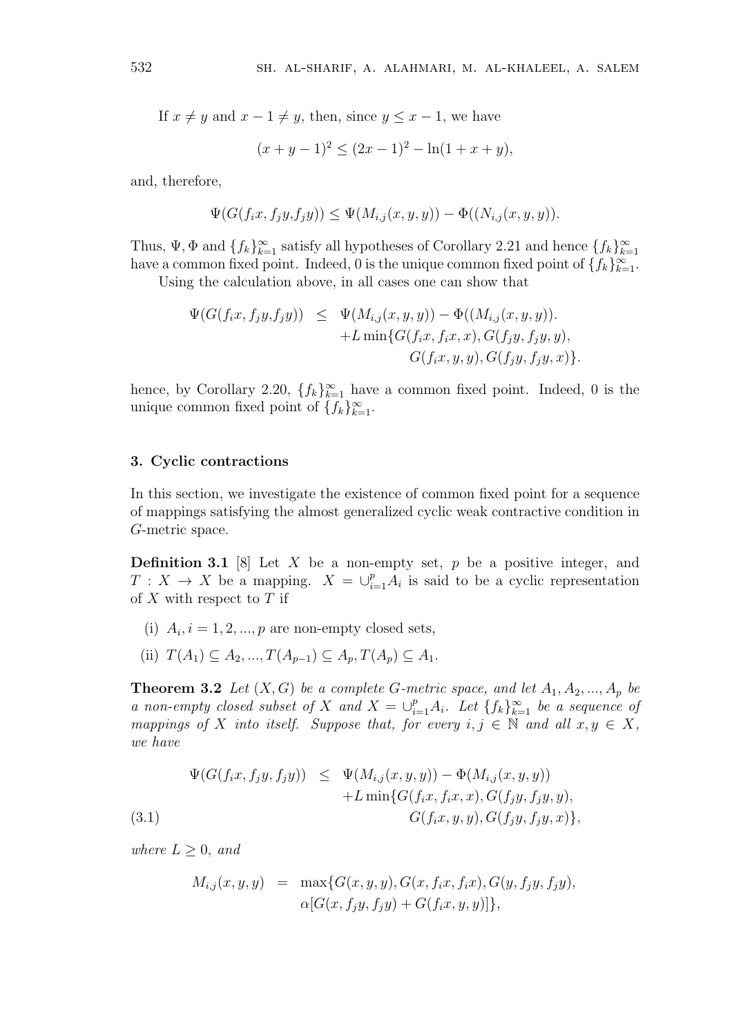If $x \neq y$ and $x - 1 \neq y$, then, since $y \leq x - 1$, we have

$$(x + y - 1)^2 \leq (2x - 1)^2 - \ln(1 + x + y),$$

and, therefore,

$$\Psi(G(f_i x, f_j y, f_j y)) \leq \Psi(M_{i,j}(x, y, y)) - \Phi((N_{i,j}(x, y, y)).$$

Thus, $\Psi, \Phi$ and $\{f_k\}_{k=1}^{\infty}$ satisfy all hypotheses of Corollary 2.21 and hence $\{f_k\}_{k=1}^{\infty}$ have a common fixed point. Indeed, 0 is the unique common fixed point of $\{f_k\}_{k=1}^{\infty}$.

Using the calculation above, in all cases one can show that

$$\begin{aligned}
\Psi(G(f_i x, f_j y, f_j y)) \;\; \leq \;\; & \Psi(M_{i,j}(x, y, y)) - \Phi((M_{i,j}(x, y, y)). \\
& + L \min\{G(f_i x, f_i x, x), G(f_j y, f_j y, y), \\
& \qquad G(f_i x, y, y), G(f_j y, f_j y, x)\}.
\end{aligned}$$

hence, by Corollary 2.20, $\{f_k\}_{k=1}^{\infty}$ have a common fixed point. Indeed, 0 is the unique common fixed point of $\{f_k\}_{k=1}^{\infty}$.

## 3. Cyclic contractions

In this section, we investigate the existence of common fixed point for a sequence of mappings satisfying the almost generalized cyclic weak contractive condition in $G$-metric space.

**Definition 3.1** [8] Let $X$ be a non-empty set, $p$ be a positive integer, and $T : X \to X$ be a mapping. $X = \cup_{i=1}^{p} A_i$ is said to be a cyclic representation of $X$ with respect to $T$ if

(i) $A_i, i = 1, 2, ..., p$ are non-empty closed sets,

(ii) $T(A_1) \subseteq A_2, ..., T(A_{p-1}) \subseteq A_p, T(A_p) \subseteq A_1$.

**Theorem 3.2** *Let $(X, G)$ be a complete $G$-metric space, and let $A_1, A_2, ..., A_p$ be a non-empty closed subset of $X$ and $X = \cup_{i=1}^{p} A_i$. Let $\{f_k\}_{k=1}^{\infty}$ be a sequence of mappings of $X$ into itself. Suppose that, for every $i, j \in \mathbb{N}$ and all $x, y \in X$, we have*

$$\begin{aligned}
\Psi(G(f_i x, f_j y, f_j y)) \;\; \leq \;\; & \Psi(M_{i,j}(x, y, y)) - \Phi(M_{i,j}(x, y, y)) \\
& + L \min\{G(f_i x, f_i x, x), G(f_j y, f_j y, y), \\
& \qquad G(f_i x, y, y), G(f_j y, f_j y, x)\}, \qquad (3.1)
\end{aligned}$$

*where $L \geq 0$, and*

$$\begin{aligned}
M_{i,j}(x, y, y) \;\; = \;\; & \max\{G(x, y, y), G(x, f_i x, f_i x), G(y, f_j y, f_j y), \\
& \alpha[G(x, f_j y, f_j y) + G(f_i x, y, y)]\},
\end{aligned}$$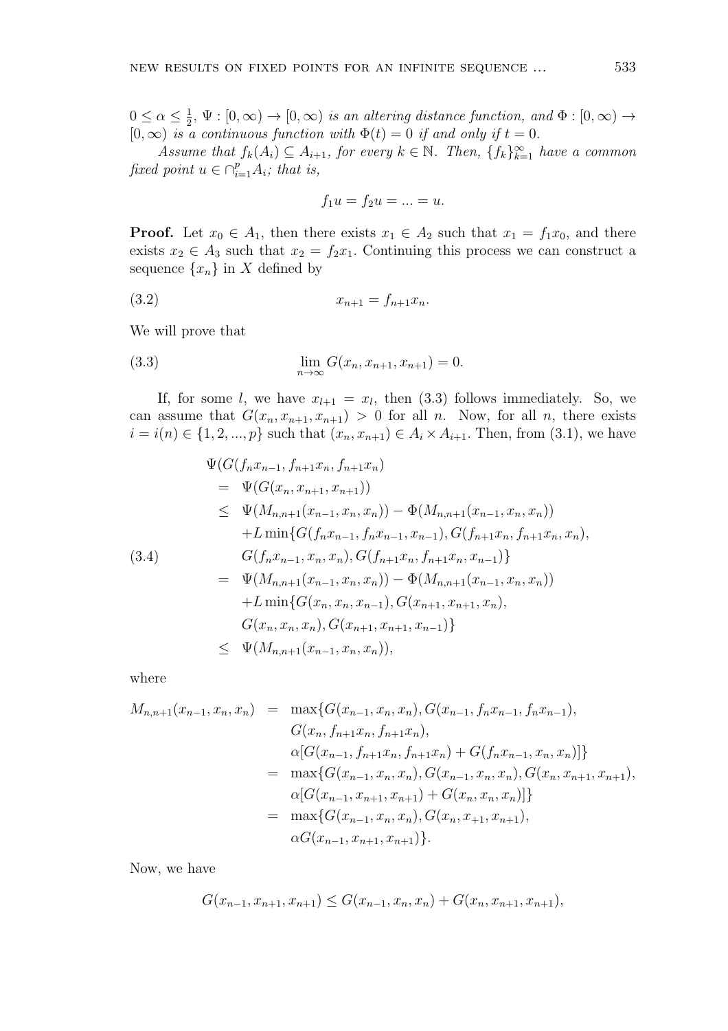$0 \leq \alpha \leq \frac{1}{2}$, $\Psi : [0, \infty) \to [0, \infty)$ *is an altering distance function, and* $\Phi : [0, \infty) \to [0, \infty)$ *is a continuous function with* $\Phi(t) = 0$ *if and only if* $t = 0$.

*Assume that* $f_k(A_i) \subseteq A_{i+1}$, *for every* $k \in \mathbb{N}$. *Then,* $\{f_k\}_{k=1}^{\infty}$ *have a common fixed point* $u \in \cap_{i=1}^{p} A_i$; *that is,*

$$f_1 u = f_2 u = ... = u.$$

**Proof.** Let $x_0 \in A_1$, then there exists $x_1 \in A_2$ such that $x_1 = f_1 x_0$, and there exists $x_2 \in A_3$ such that $x_2 = f_2 x_1$. Continuing this process we can construct a sequence $\{x_n\}$ in $X$ defined by

$$x_{n+1} = f_{n+1} x_n. \tag{3.2}$$

We will prove that

$$\lim_{n\to\infty} G(x_n, x_{n+1}, x_{n+1}) = 0. \tag{3.3}$$

If, for some $l$, we have $x_{l+1} = x_l$, then (3.3) follows immediately. So, we can assume that $G(x_n, x_{n+1}, x_{n+1}) > 0$ for all $n$. Now, for all $n$, there exists $i = i(n) \in \{1, 2, ..., p\}$ such that $(x_n, x_{n+1}) \in A_i \times A_{i+1}$. Then, from (3.1), we have

$$\begin{aligned}
&\Psi(G(f_n x_{n-1}, f_{n+1} x_n, f_{n+1} x_n) \\
&\quad = \Psi(G(x_n, x_{n+1}, x_{n+1})) \\
&\quad \leq \Psi(M_{n,n+1}(x_{n-1}, x_n, x_n)) - \Phi(M_{n,n+1}(x_{n-1}, x_n, x_n)) \\
&\qquad + L \min\{G(f_n x_{n-1}, f_n x_{n-1}, x_{n-1}), G(f_{n+1} x_n, f_{n+1} x_n, x_n), \\
&\qquad G(f_n x_{n-1}, x_n, x_n), G(f_{n+1} x_n, f_{n+1} x_n, x_{n-1})\} \\
&\quad = \Psi(M_{n,n+1}(x_{n-1}, x_n, x_n)) - \Phi(M_{n,n+1}(x_{n-1}, x_n, x_n)) \\
&\qquad + L \min\{G(x_n, x_n, x_{n-1}), G(x_{n+1}, x_{n+1}, x_n), \\
&\qquad G(x_n, x_n, x_n), G(x_{n+1}, x_{n+1}, x_{n-1})\} \\
&\quad \leq \Psi(M_{n,n+1}(x_{n-1}, x_n, x_n)),
\end{aligned} \tag{3.4}$$

where

$$\begin{aligned}
M_{n,n+1}(x_{n-1}, x_n, x_n) &= \max\{G(x_{n-1}, x_n, x_n), G(x_{n-1}, f_n x_{n-1}, f_n x_{n-1}), \\
&\quad G(x_n, f_{n+1} x_n, f_{n+1} x_n), \\
&\quad \alpha[G(x_{n-1}, f_{n+1} x_n, f_{n+1} x_n) + G(f_n x_{n-1}, x_n, x_n)]\} \\
&= \max\{G(x_{n-1}, x_n, x_n), G(x_{n-1}, x_n, x_n), G(x_n, x_{n+1}, x_{n+1}), \\
&\quad \alpha[G(x_{n-1}, x_{n+1}, x_{n+1}) + G(x_n, x_n, x_n)]\} \\
&= \max\{G(x_{n-1}, x_n, x_n), G(x_n, x_{+1}, x_{n+1}), \\
&\quad \alpha G(x_{n-1}, x_{n+1}, x_{n+1})\}.
\end{aligned}$$

Now, we have

$$G(x_{n-1}, x_{n+1}, x_{n+1}) \leq G(x_{n-1}, x_n, x_n) + G(x_n, x_{n+1}, x_{n+1}),$$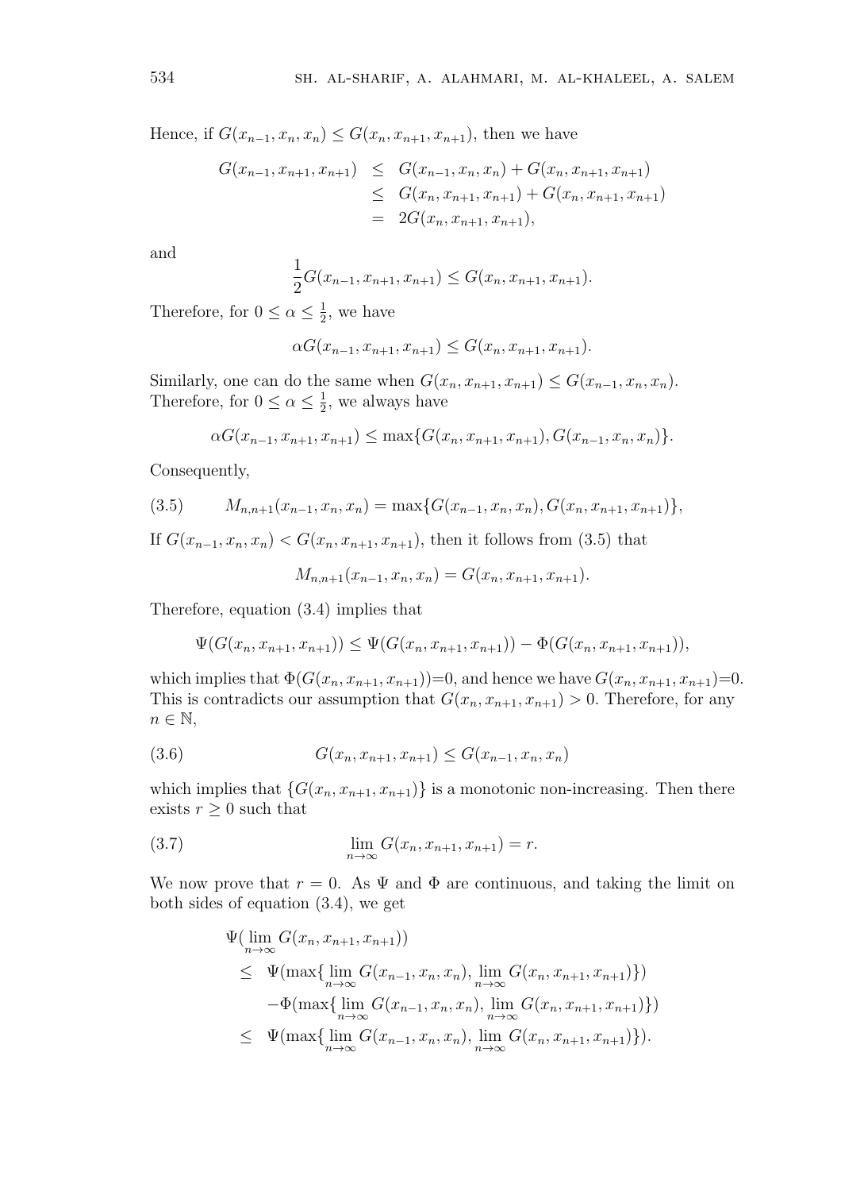Hence, if $G(x_{n-1}, x_n, x_n) \leq G(x_n, x_{n+1}, x_{n+1})$, then we have

$$\begin{aligned} G(x_{n-1}, x_{n+1}, x_{n+1}) &\leq G(x_{n-1}, x_n, x_n) + G(x_n, x_{n+1}, x_{n+1}) \\ &\leq G(x_n, x_{n+1}, x_{n+1}) + G(x_n, x_{n+1}, x_{n+1}) \\ &= 2G(x_n, x_{n+1}, x_{n+1}), \end{aligned}$$

and

$$\frac{1}{2}G(x_{n-1}, x_{n+1}, x_{n+1}) \leq G(x_n, x_{n+1}, x_{n+1}).$$

Therefore, for $0 \leq \alpha \leq \frac{1}{2}$, we have

$$\alpha G(x_{n-1}, x_{n+1}, x_{n+1}) \leq G(x_n, x_{n+1}, x_{n+1}).$$

Similarly, one can do the same when $G(x_n, x_{n+1}, x_{n+1}) \leq G(x_{n-1}, x_n, x_n)$. Therefore, for $0 \leq \alpha \leq \frac{1}{2}$, we always have

$$\alpha G(x_{n-1}, x_{n+1}, x_{n+1}) \leq \max\{G(x_n, x_{n+1}, x_{n+1}), G(x_{n-1}, x_n, x_n)\}.$$

Consequently,

$$M_{n,n+1}(x_{n-1}, x_n, x_n) = \max\{G(x_{n-1}, x_n, x_n), G(x_n, x_{n+1}, x_{n+1})\}, \tag{3.5}$$

If $G(x_{n-1}, x_n, x_n) < G(x_n, x_{n+1}, x_{n+1})$, then it follows from (3.5) that

$$M_{n,n+1}(x_{n-1}, x_n, x_n) = G(x_n, x_{n+1}, x_{n+1}).$$

Therefore, equation (3.4) implies that

$$\Psi(G(x_n, x_{n+1}, x_{n+1})) \leq \Psi(G(x_n, x_{n+1}, x_{n+1})) - \Phi(G(x_n, x_{n+1}, x_{n+1})),$$

which implies that $\Phi(G(x_n, x_{n+1}, x_{n+1}))=0$, and hence we have $G(x_n, x_{n+1}, x_{n+1})=0$. This is contradicts our assumption that $G(x_n, x_{n+1}, x_{n+1}) > 0$. Therefore, for any $n \in \mathbb{N}$,

$$G(x_n, x_{n+1}, x_{n+1}) \leq G(x_{n-1}, x_n, x_n) \tag{3.6}$$

which implies that $\{G(x_n, x_{n+1}, x_{n+1})\}$ is a monotonic non-increasing. Then there exists $r \geq 0$ such that

$$\lim_{n\to\infty} G(x_n, x_{n+1}, x_{n+1}) = r. \tag{3.7}$$

We now prove that $r = 0$. As $\Psi$ and $\Phi$ are continuous, and taking the limit on both sides of equation (3.4), we get

$$\begin{aligned} &\Psi(\lim_{n\to\infty} G(x_n, x_{n+1}, x_{n+1})) \\ &\leq \Psi(\max\{\lim_{n\to\infty} G(x_{n-1}, x_n, x_n), \lim_{n\to\infty} G(x_n, x_{n+1}, x_{n+1})\}) \\ &\quad -\Phi(\max\{\lim_{n\to\infty} G(x_{n-1}, x_n, x_n), \lim_{n\to\infty} G(x_n, x_{n+1}, x_{n+1})\}) \\ &\leq \Psi(\max\{\lim_{n\to\infty} G(x_{n-1}, x_n, x_n), \lim_{n\to\infty} G(x_n, x_{n+1}, x_{n+1})\}). \end{aligned}$$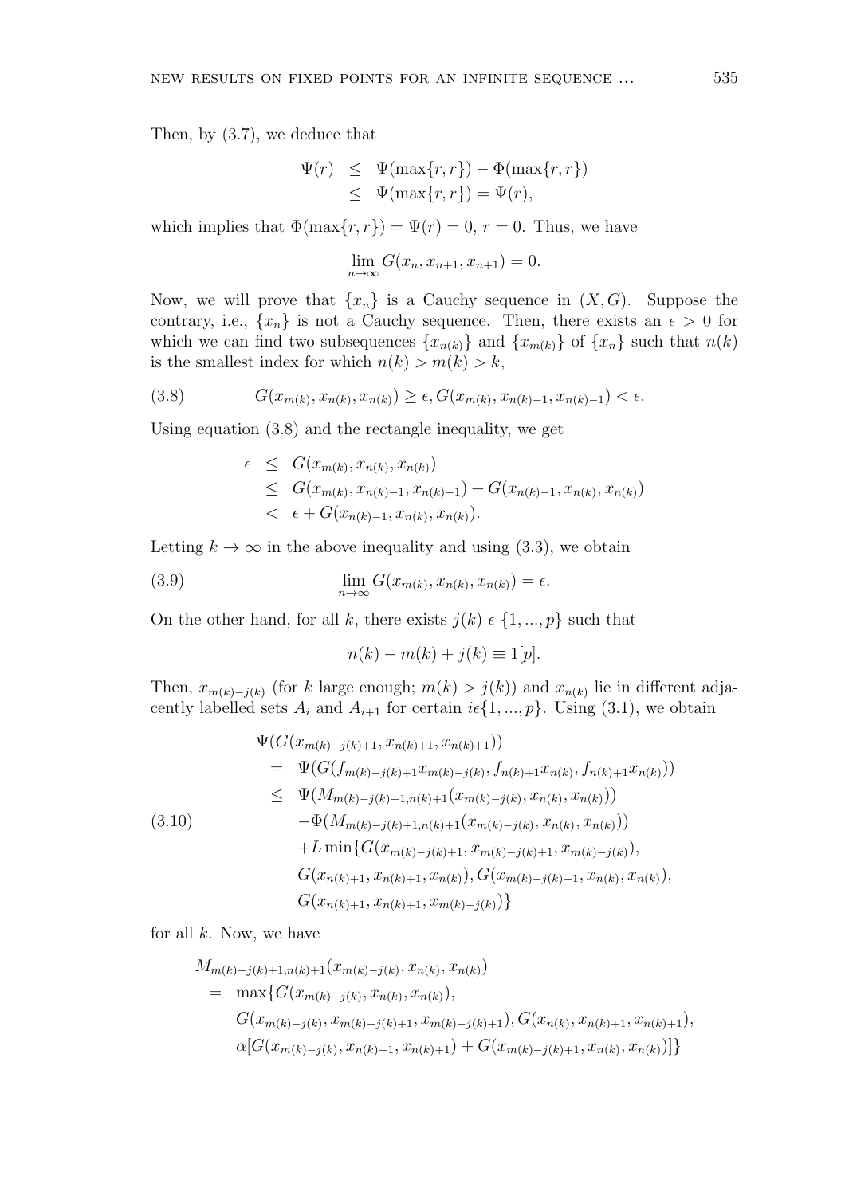Then, by (3.7), we deduce that

$$\begin{aligned}
\Psi(r) &\leq \Psi(\max\{r,r\}) - \Phi(\max\{r,r\}) \\
&\leq \Psi(\max\{r,r\}) = \Psi(r),
\end{aligned}$$

which implies that $\Phi(\max\{r,r\}) = \Psi(r) = 0$, $r = 0$. Thus, we have

$$\lim_{n\to\infty} G(x_n, x_{n+1}, x_{n+1}) = 0.$$

Now, we will prove that $\{x_n\}$ is a Cauchy sequence in $(X, G)$. Suppose the contrary, i.e., $\{x_n\}$ is not a Cauchy sequence. Then, there exists an $\epsilon > 0$ for which we can find two subsequences $\{x_{n(k)}\}$ and $\{x_{m(k)}\}$ of $\{x_n\}$ such that $n(k)$ is the smallest index for which $n(k) > m(k) > k$,

$$G(x_{m(k)}, x_{n(k)}, x_{n(k)}) \geq \epsilon, G(x_{m(k)}, x_{n(k)-1}, x_{n(k)-1}) < \epsilon. \tag{3.8}$$

Using equation (3.8) and the rectangle inequality, we get

$$\begin{aligned}
\epsilon &\leq G(x_{m(k)}, x_{n(k)}, x_{n(k)}) \\
&\leq G(x_{m(k)}, x_{n(k)-1}, x_{n(k)-1}) + G(x_{n(k)-1}, x_{n(k)}, x_{n(k)}) \\
&< \epsilon + G(x_{n(k)-1}, x_{n(k)}, x_{n(k)}).
\end{aligned}$$

Letting $k \to \infty$ in the above inequality and using (3.3), we obtain

$$\lim_{n\to\infty} G(x_{m(k)}, x_{n(k)}, x_{n(k)}) = \epsilon. \tag{3.9}$$

On the other hand, for all $k$, there exists $j(k) \, \epsilon \, \{1, ..., p\}$ such that

$$n(k) - m(k) + j(k) \equiv 1[p].$$

Then, $x_{m(k)-j(k)}$ (for $k$ large enough; $m(k) > j(k)$) and $x_{n(k)}$ lie in different adjacently labelled sets $A_i$ and $A_{i+1}$ for certain $i \epsilon \{1, ..., p\}$. Using (3.1), we obtain

$$\begin{aligned}
&\Psi(G(x_{m(k)-j(k)+1}, x_{n(k)+1}, x_{n(k)+1})) \\
&\quad = \Psi(G(f_{m(k)-j(k)+1} x_{m(k)-j(k)}, f_{n(k)+1} x_{n(k)}, f_{n(k)+1} x_{n(k)})) \\
&\quad \leq \Psi(M_{m(k)-j(k)+1, n(k)+1}(x_{m(k)-j(k)}, x_{n(k)}, x_{n(k)})) \\
&\qquad - \Phi(M_{m(k)-j(k)+1, n(k)+1}(x_{m(k)-j(k)}, x_{n(k)}, x_{n(k)})) \\
&\qquad + L \min\{G(x_{m(k)-j(k)+1}, x_{m(k)-j(k)+1}, x_{m(k)-j(k)}), \\
&\qquad G(x_{n(k)+1}, x_{n(k)+1}, x_{n(k)}), G(x_{m(k)-j(k)+1}, x_{n(k)}, x_{n(k)}), \\
&\qquad G(x_{n(k)+1}, x_{n(k)+1}, x_{m(k)-j(k)})\}
\end{aligned} \tag{3.10}$$

for all $k$. Now, we have

$$\begin{aligned}
&M_{m(k)-j(k)+1, n(k)+1}(x_{m(k)-j(k)}, x_{n(k)}, x_{n(k)}) \\
&\quad = \max\{G(x_{m(k)-j(k)}, x_{n(k)}, x_{n(k)}), \\
&\qquad G(x_{m(k)-j(k)}, x_{m(k)-j(k)+1}, x_{m(k)-j(k)+1}), G(x_{n(k)}, x_{n(k)+1}, x_{n(k)+1}), \\
&\qquad \alpha[G(x_{m(k)-j(k)}, x_{n(k)+1}, x_{n(k)+1}) + G(x_{m(k)-j(k)+1}, x_{n(k)}, x_{n(k)})]\}
\end{aligned}$$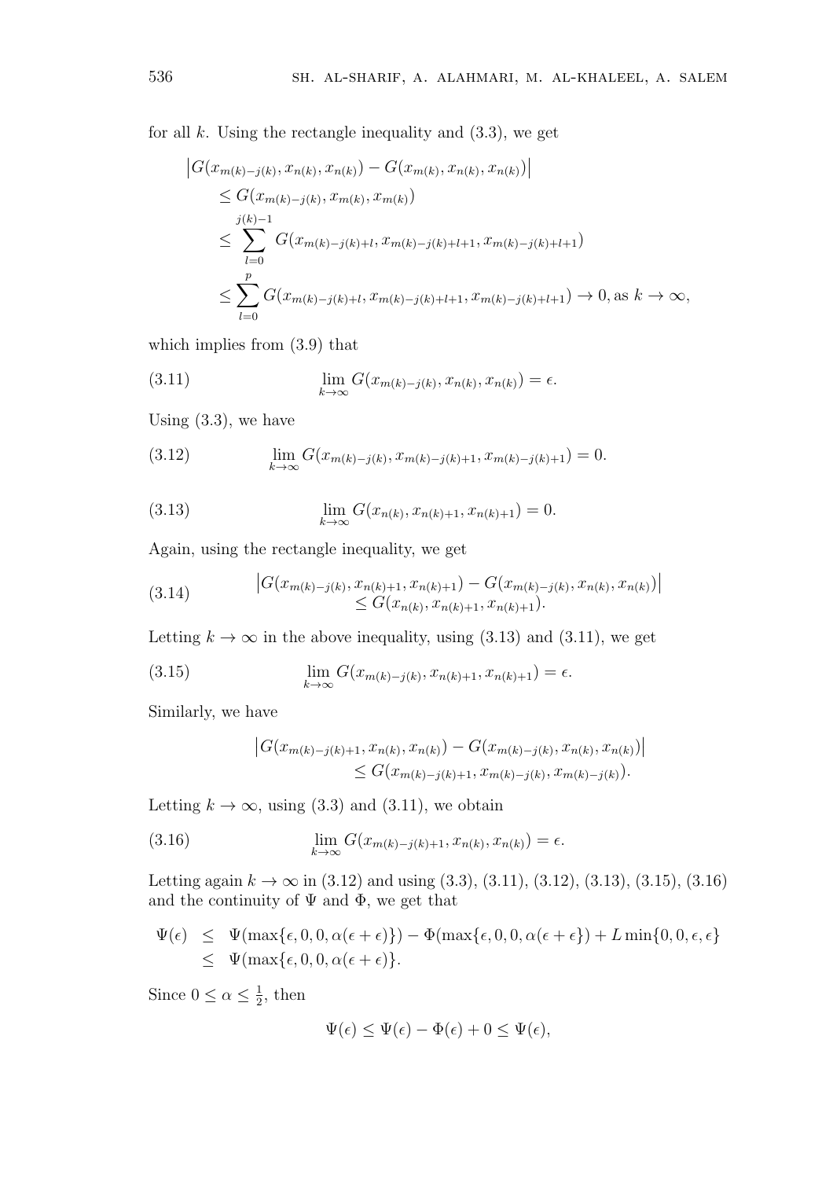for all $k$. Using the rectangle inequality and (3.3), we get

$$
\begin{aligned}
&\left|G(x_{m(k)-j(k)}, x_{n(k)}, x_{n(k)}) - G(x_{m(k)}, x_{n(k)}, x_{n(k)})\right| \\
&\leq G(x_{m(k)-j(k)}, x_{m(k)}, x_{m(k)}) \\
&\leq \sum_{l=0}^{j(k)-1} G(x_{m(k)-j(k)+l}, x_{m(k)-j(k)+l+1}, x_{m(k)-j(k)+l+1}) \\
&\leq \sum_{l=0}^{p} G(x_{m(k)-j(k)+l}, x_{m(k)-j(k)+l+1}, x_{m(k)-j(k)+l+1}) \to 0, \text{as } k \to \infty,
\end{aligned}
$$

which implies from (3.9) that

$$
\lim_{k\to\infty} G(x_{m(k)-j(k)}, x_{n(k)}, x_{n(k)}) = \epsilon. \tag{3.11}
$$

Using (3.3), we have

$$
\lim_{k\to\infty} G(x_{m(k)-j(k)}, x_{m(k)-j(k)+1}, x_{m(k)-j(k)+1}) = 0. \tag{3.12}
$$

$$
\lim_{k\to\infty} G(x_{n(k)}, x_{n(k)+1}, x_{n(k)+1}) = 0. \tag{3.13}
$$

Again, using the rectangle inequality, we get

$$
\begin{aligned}
&\left|G(x_{m(k)-j(k)}, x_{n(k)+1}, x_{n(k)+1}) - G(x_{m(k)-j(k)}, x_{n(k)}, x_{n(k)})\right| \\
&\quad\leq G(x_{n(k)}, x_{n(k)+1}, x_{n(k)+1}).
\end{aligned} \tag{3.14}
$$

Letting $k \to \infty$ in the above inequality, using (3.13) and (3.11), we get

$$
\lim_{k\to\infty} G(x_{m(k)-j(k)}, x_{n(k)+1}, x_{n(k)+1}) = \epsilon. \tag{3.15}
$$

Similarly, we have

$$
\begin{aligned}
&\left|G(x_{m(k)-j(k)+1}, x_{n(k)}, x_{n(k)}) - G(x_{m(k)-j(k)}, x_{n(k)}, x_{n(k)})\right| \\
&\quad\leq G(x_{m(k)-j(k)+1}, x_{m(k)-j(k)}, x_{m(k)-j(k)}).
\end{aligned}
$$

Letting $k \to \infty$, using (3.3) and (3.11), we obtain

$$
\lim_{k\to\infty} G(x_{m(k)-j(k)+1}, x_{n(k)}, x_{n(k)}) = \epsilon. \tag{3.16}
$$

Letting again $k \to \infty$ in (3.12) and using (3.3), (3.11), (3.12), (3.13), (3.15), (3.16) and the continuity of $\Psi$ and $\Phi$, we get that

$$
\begin{aligned}
\Psi(\epsilon) &\leq \Psi(\max\{\epsilon, 0, 0, \alpha(\epsilon+\epsilon)\}) - \Phi(\max\{\epsilon, 0, 0, \alpha(\epsilon+\epsilon\}) + L\min\{0, 0, \epsilon, \epsilon\} \\
&\leq \Psi(\max\{\epsilon, 0, 0, \alpha(\epsilon+\epsilon)\}.
\end{aligned}
$$

Since $0 \leq \alpha \leq \frac{1}{2}$, then

$$
\Psi(\epsilon) \leq \Psi(\epsilon) - \Phi(\epsilon) + 0 \leq \Psi(\epsilon),
$$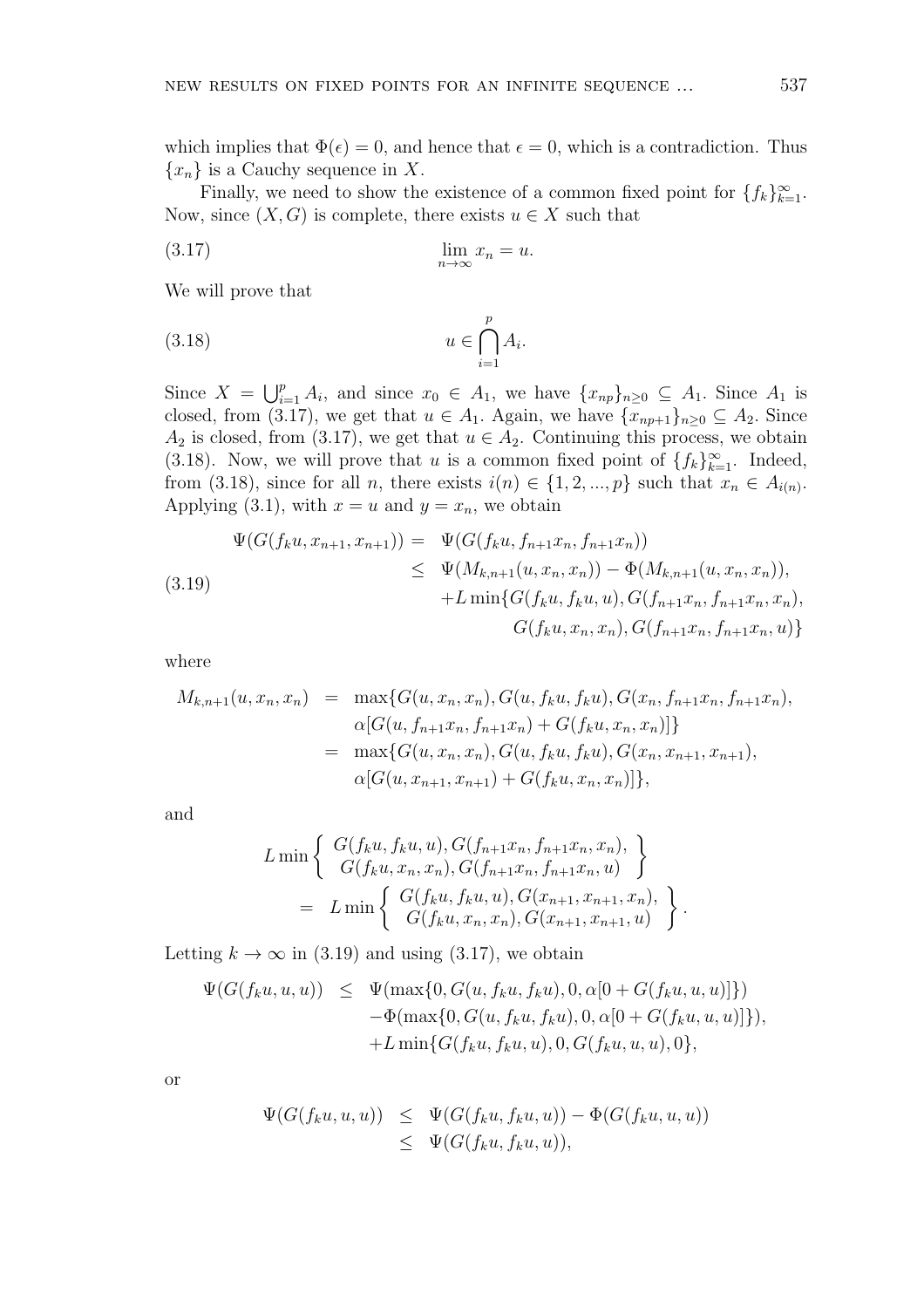which implies that $\Phi(\epsilon) = 0$, and hence that $\epsilon = 0$, which is a contradiction. Thus $\{x_n\}$ is a Cauchy sequence in $X$.

Finally, we need to show the existence of a common fixed point for $\{f_k\}_{k=1}^{\infty}$. Now, since $(X, G)$ is complete, there exists $u \in X$ such that

$$\lim_{n\to\infty} x_n = u. \tag{3.17}$$

We will prove that

$$u \in \bigcap_{i=1}^{p} A_i. \tag{3.18}$$

Since $X = \bigcup_{i=1}^{p} A_i$, and since $x_0 \in A_1$, we have $\{x_{np}\}_{n\geq 0} \subseteq A_1$. Since $A_1$ is closed, from (3.17), we get that $u \in A_1$. Again, we have $\{x_{np+1}\}_{n\geq 0} \subseteq A_2$. Since $A_2$ is closed, from (3.17), we get that $u \in A_2$. Continuing this process, we obtain (3.18). Now, we will prove that $u$ is a common fixed point of $\{f_k\}_{k=1}^{\infty}$. Indeed, from (3.18), since for all $n$, there exists $i(n) \in \{1, 2, ..., p\}$ such that $x_n \in A_{i(n)}$. Applying (3.1), with $x = u$ and $y = x_n$, we obtain

$$\begin{aligned}
\Psi(G(f_k u, x_{n+1}, x_{n+1})) &= \Psi(G(f_k u, f_{n+1}x_n, f_{n+1}x_n)) \\
&\leq \Psi(M_{k,n+1}(u, x_n, x_n)) - \Phi(M_{k,n+1}(u, x_n, x_n)), \\
&\quad + L \min\{G(f_k u, f_k u, u), G(f_{n+1}x_n, f_{n+1}x_n, x_n), \\
&\qquad G(f_k u, x_n, x_n), G(f_{n+1}x_n, f_{n+1}x_n, u)\}
\end{aligned} \tag{3.19}$$

where

$$\begin{aligned}
M_{k,n+1}(u, x_n, x_n) &= \max\{G(u, x_n, x_n), G(u, f_k u, f_k u), G(x_n, f_{n+1}x_n, f_{n+1}x_n), \\
&\qquad \alpha[G(u, f_{n+1}x_n, f_{n+1}x_n) + G(f_k u, x_n, x_n)]\} \\
&= \max\{G(u, x_n, x_n), G(u, f_k u, f_k u), G(x_n, x_{n+1}, x_{n+1}), \\
&\qquad \alpha[G(u, x_{n+1}, x_{n+1}) + G(f_k u, x_n, x_n)]\},
\end{aligned}$$

and

$$\begin{aligned}
&L \min \left\{ \begin{array}{c} G(f_k u, f_k u, u), G(f_{n+1}x_n, f_{n+1}x_n, x_n), \\ G(f_k u, x_n, x_n), G(f_{n+1}x_n, f_{n+1}x_n, u) \end{array} \right\} \\
&\quad = L \min \left\{ \begin{array}{c} G(f_k u, f_k u, u), G(x_{n+1}, x_{n+1}, x_n), \\ G(f_k u, x_n, x_n), G(x_{n+1}, x_{n+1}, u) \end{array} \right\}.
\end{aligned}$$

Letting $k \to \infty$ in (3.19) and using (3.17), we obtain

$$\begin{aligned}
\Psi(G(f_k u, u, u)) &\leq \Psi(\max\{0, G(u, f_k u, f_k u), 0, \alpha[0 + G(f_k u, u, u)]\}) \\
&\quad - \Phi(\max\{0, G(u, f_k u, f_k u), 0, \alpha[0 + G(f_k u, u, u)]\}), \\
&\quad + L \min\{G(f_k u, f_k u, u), 0, G(f_k u, u, u), 0\},
\end{aligned}$$

or

$$\begin{aligned}
\Psi(G(f_k u, u, u)) &\leq \Psi(G(f_k u, f_k u, u)) - \Phi(G(f_k u, u, u)) \\
&\leq \Psi(G(f_k u, f_k u, u)),
\end{aligned}$$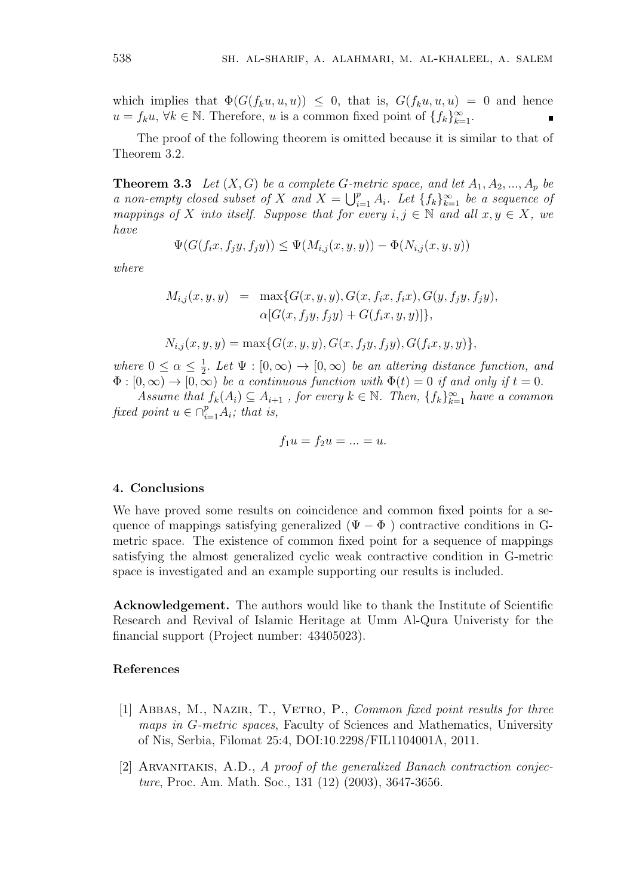which implies that $\Phi(G(f_k u, u, u)) \leq 0$, that is, $G(f_k u, u, u) = 0$ and hence $u = f_k u$, $\forall k \in \mathbb{N}$. Therefore, $u$ is a common fixed point of $\{f_k\}_{k=1}^{\infty}$. ∎

The proof of the following theorem is omitted because it is similar to that of Theorem 3.2.

**Theorem 3.3** *Let $(X, G)$ be a complete G-metric space, and let $A_1, A_2, ..., A_p$ be a non-empty closed subset of $X$ and $X = \bigcup_{i=1}^{p} A_i$. Let $\{f_k\}_{k=1}^{\infty}$ be a sequence of mappings of $X$ into itself. Suppose that for every $i, j \in \mathbb{N}$ and all $x, y \in X$, we have*

$$\Psi(G(f_i x, f_j y, f_j y)) \leq \Psi(M_{i,j}(x, y, y)) - \Phi(N_{i,j}(x, y, y))$$

*where*

$$\begin{aligned} M_{i,j}(x, y, y) &= \max\{G(x, y, y), G(x, f_i x, f_i x), G(y, f_j y, f_j y), \\ &\quad \alpha[G(x, f_j y, f_j y) + G(f_i x, y, y)]\}, \end{aligned}$$

$$N_{i,j}(x, y, y) = \max\{G(x, y, y), G(x, f_j y, f_j y), G(f_i x, y, y)\},$$

*where $0 \leq \alpha \leq \frac{1}{2}$. Let $\Psi : [0, \infty) \to [0, \infty)$ be an altering distance function, and $\Phi : [0, \infty) \to [0, \infty)$ be a continuous function with $\Phi(t) = 0$ if and only if $t = 0$.*

*Assume that $f_k(A_i) \subseteq A_{i+1}$ , for every $k \in \mathbb{N}$. Then, $\{f_k\}_{k=1}^{\infty}$ have a common fixed point $u \in \cap_{i=1}^{p} A_i$; that is,*

$$f_1 u = f_2 u = ... = u.$$

## 4. Conclusions

We have proved some results on coincidence and common fixed points for a sequence of mappings satisfying generalized ($\Psi - \Phi$ ) contractive conditions in G-metric space. The existence of common fixed point for a sequence of mappings satisfying the almost generalized cyclic weak contractive condition in G-metric space is investigated and an example supporting our results is included.

**Acknowledgement.** The authors would like to thank the Institute of Scientific Research and Revival of Islamic Heritage at Umm Al-Qura Univeristy for the financial support (Project number: 43405023).

## References

[1] Abbas, M., Nazir, T., Vetro, P., *Common fixed point results for three maps in G-metric spaces*, Faculty of Sciences and Mathematics, University of Nis, Serbia, Filomat 25:4, DOI:10.2298/FIL1104001A, 2011.

[2] Arvanitakis, A.D., *A proof of the generalized Banach contraction conjecture*, Proc. Am. Math. Soc., 131 (12) (2003), 3647-3656.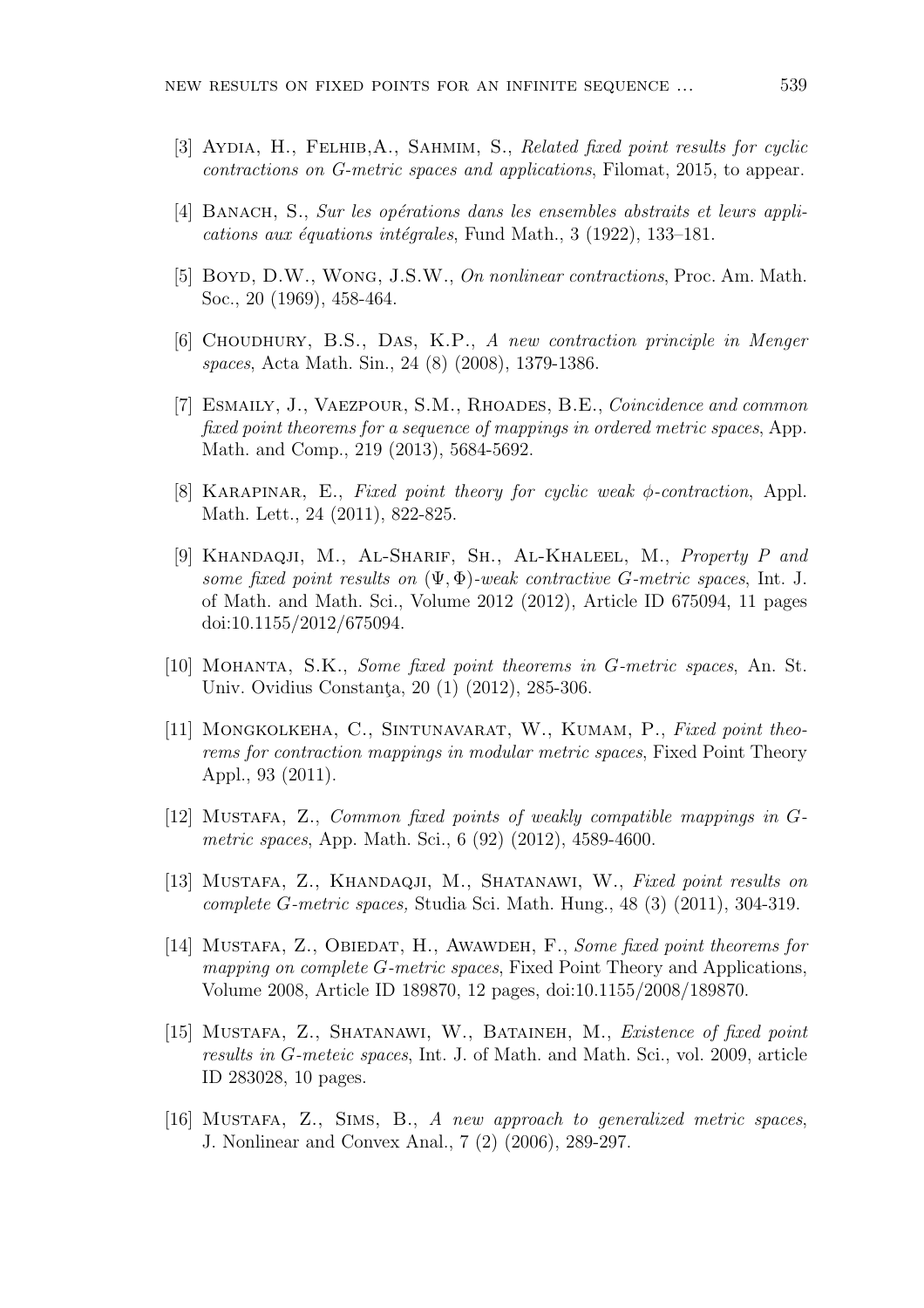[3] Aydia, H., Felhib,A., Sahmim, S., *Related fixed point results for cyclic contractions on G-metric spaces and applications*, Filomat, 2015, to appear.

[4] Banach, S., *Sur les opérations dans les ensembles abstraits et leurs applications aux équations intégrales*, Fund Math., 3 (1922), 133–181.

[5] Boyd, D.W., Wong, J.S.W., *On nonlinear contractions*, Proc. Am. Math. Soc., 20 (1969), 458-464.

[6] Choudhury, B.S., Das, K.P., *A new contraction principle in Menger spaces*, Acta Math. Sin., 24 (8) (2008), 1379-1386.

[7] Esmaily, J., Vaezpour, S.M., Rhoades, B.E., *Coincidence and common fixed point theorems for a sequence of mappings in ordered metric spaces*, App. Math. and Comp., 219 (2013), 5684-5692.

[8] Karapinar, E., *Fixed point theory for cyclic weak $\phi$-contraction*, Appl. Math. Lett., 24 (2011), 822-825.

[9] Khandaqji, M., Al-Sharif, Sh., Al-Khaleel, M., *Property P and some fixed point results on $(\Psi, \Phi)$-weak contractive G-metric spaces*, Int. J. of Math. and Math. Sci., Volume 2012 (2012), Article ID 675094, 11 pages doi:10.1155/2012/675094.

[10] Mohanta, S.K., *Some fixed point theorems in G-metric spaces*, An. St. Univ. Ovidius Constanţa, 20 (1) (2012), 285-306.

[11] Mongkolkeha, C., Sintunavarat, W., Kumam, P., *Fixed point theorems for contraction mappings in modular metric spaces*, Fixed Point Theory Appl., 93 (2011).

[12] Mustafa, Z., *Common fixed points of weakly compatible mappings in G-metric spaces*, App. Math. Sci., 6 (92) (2012), 4589-4600.

[13] Mustafa, Z., Khandaqji, M., Shatanawi, W., *Fixed point results on complete G-metric spaces,* Studia Sci. Math. Hung., 48 (3) (2011), 304-319.

[14] Mustafa, Z., Obiedat, H., Awawdeh, F., *Some fixed point theorems for mapping on complete G-metric spaces*, Fixed Point Theory and Applications, Volume 2008, Article ID 189870, 12 pages, doi:10.1155/2008/189870.

[15] Mustafa, Z., Shatanawi, W., Bataineh, M., *Existence of fixed point results in G-meteic spaces*, Int. J. of Math. and Math. Sci., vol. 2009, article ID 283028, 10 pages.

[16] Mustafa, Z., Sims, B., *A new approach to generalized metric spaces*, J. Nonlinear and Convex Anal., 7 (2) (2006), 289-297.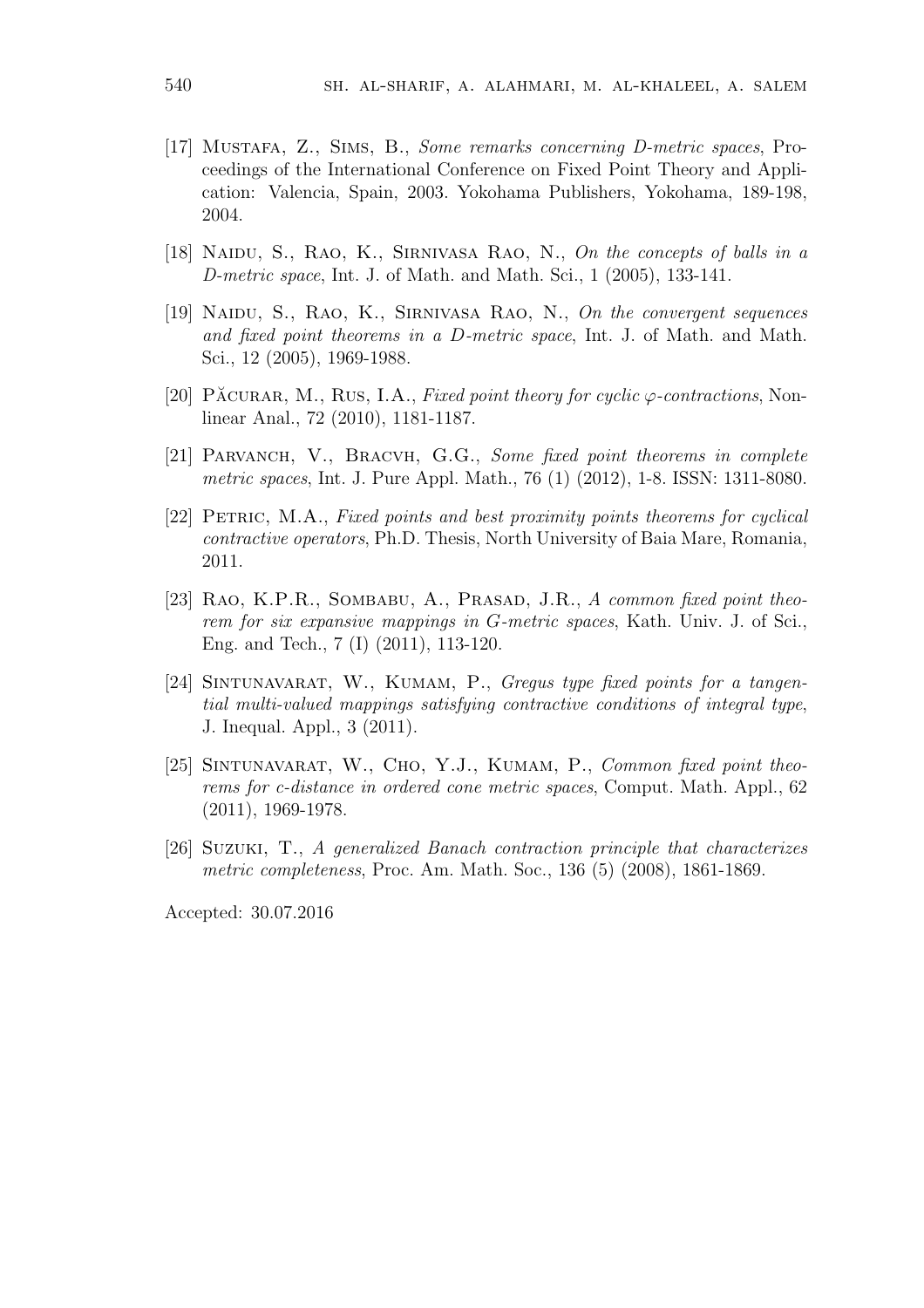[17] Mustafa, Z., Sims, B., *Some remarks concerning D-metric spaces*, Proceedings of the International Conference on Fixed Point Theory and Application: Valencia, Spain, 2003. Yokohama Publishers, Yokohama, 189-198, 2004.

[18] Naidu, S., Rao, K., Sirnivasa Rao, N., *On the concepts of balls in a D-metric space*, Int. J. of Math. and Math. Sci., 1 (2005), 133-141.

[19] Naidu, S., Rao, K., Sirnivasa Rao, N., *On the convergent sequences and fixed point theorems in a D-metric space*, Int. J. of Math. and Math. Sci., 12 (2005), 1969-1988.

[20] Păcurar, M., Rus, I.A., *Fixed point theory for cyclic $\varphi$-contractions*, Nonlinear Anal., 72 (2010), 1181-1187.

[21] Parvanch, V., Bracvh, G.G., *Some fixed point theorems in complete metric spaces*, Int. J. Pure Appl. Math., 76 (1) (2012), 1-8. ISSN: 1311-8080.

[22] Petric, M.A., *Fixed points and best proximity points theorems for cyclical contractive operators*, Ph.D. Thesis, North University of Baia Mare, Romania, 2011.

[23] Rao, K.P.R., Sombabu, A., Prasad, J.R., *A common fixed point theorem for six expansive mappings in G-metric spaces*, Kath. Univ. J. of Sci., Eng. and Tech., 7 (I) (2011), 113-120.

[24] Sintunavarat, W., Kumam, P., *Gregus type fixed points for a tangential multi-valued mappings satisfying contractive conditions of integral type*, J. Inequal. Appl., 3 (2011).

[25] Sintunavarat, W., Cho, Y.J., Kumam, P., *Common fixed point theorems for c-distance in ordered cone metric spaces*, Comput. Math. Appl., 62 (2011), 1969-1978.

[26] Suzuki, T., *A generalized Banach contraction principle that characterizes metric completeness*, Proc. Am. Math. Soc., 136 (5) (2008), 1861-1869.

Accepted: 30.07.2016